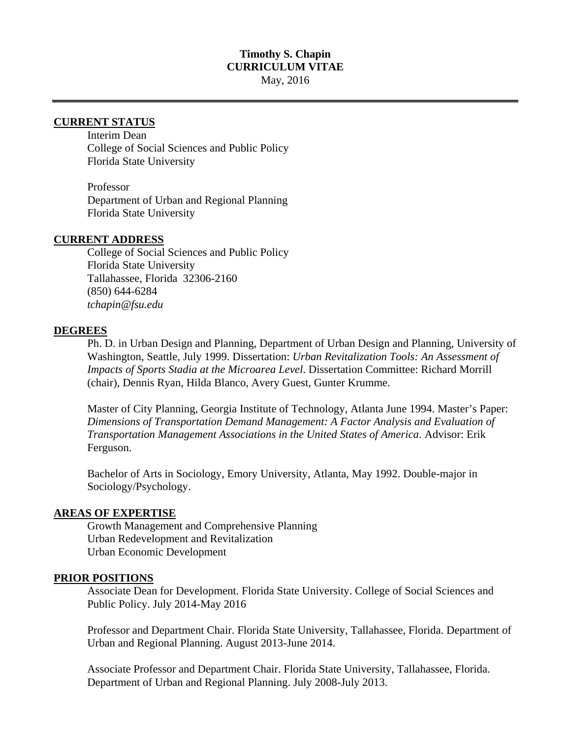# Timothy S. Chapin
## CURRICULUM VITAE
May, 2016

---

## CURRENT STATUS

Interim Dean
College of Social Sciences and Public Policy
Florida State University

Professor
Department of Urban and Regional Planning
Florida State University

## CURRENT ADDRESS

College of Social Sciences and Public Policy
Florida State University
Tallahassee, Florida 32306-2160
(850) 644-6284
*tchapin@fsu.edu*

## DEGREES

Ph. D. in Urban Design and Planning, Department of Urban Design and Planning, University of Washington, Seattle, July 1999. Dissertation: *Urban Revitalization Tools: An Assessment of Impacts of Sports Stadia at the Microarea Level*. Dissertation Committee: Richard Morrill (chair), Dennis Ryan, Hilda Blanco, Avery Guest, Gunter Krumme.

Master of City Planning, Georgia Institute of Technology, Atlanta June 1994. Master's Paper: *Dimensions of Transportation Demand Management: A Factor Analysis and Evaluation of Transportation Management Associations in the United States of America*. Advisor: Erik Ferguson.

Bachelor of Arts in Sociology, Emory University, Atlanta, May 1992. Double-major in Sociology/Psychology.

## AREAS OF EXPERTISE

Growth Management and Comprehensive Planning
Urban Redevelopment and Revitalization
Urban Economic Development

## PRIOR POSITIONS

Associate Dean for Development. Florida State University. College of Social Sciences and Public Policy. July 2014-May 2016

Professor and Department Chair. Florida State University, Tallahassee, Florida. Department of Urban and Regional Planning. August 2013-June 2014.

Associate Professor and Department Chair. Florida State University, Tallahassee, Florida. Department of Urban and Regional Planning. July 2008-July 2013.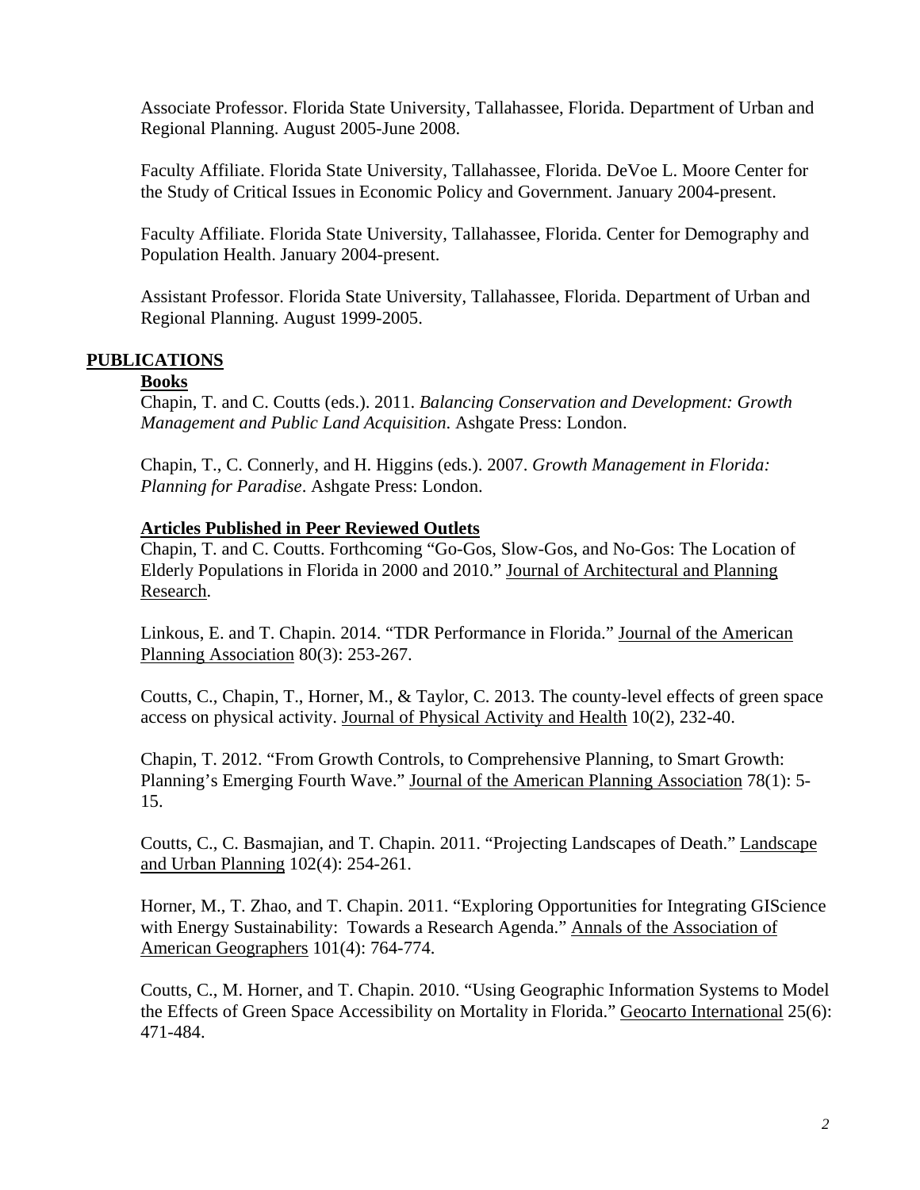Associate Professor. Florida State University, Tallahassee, Florida. Department of Urban and Regional Planning. August 2005-June 2008.

Faculty Affiliate. Florida State University, Tallahassee, Florida. DeVoe L. Moore Center for the Study of Critical Issues in Economic Policy and Government. January 2004-present.

Faculty Affiliate. Florida State University, Tallahassee, Florida. Center for Demography and Population Health. January 2004-present.

Assistant Professor. Florida State University, Tallahassee, Florida. Department of Urban and Regional Planning. August 1999-2005.

## PUBLICATIONS

### Books

Chapin, T. and C. Coutts (eds.). 2011. *Balancing Conservation and Development: Growth Management and Public Land Acquisition*. Ashgate Press: London.

Chapin, T., C. Connerly, and H. Higgins (eds.). 2007. *Growth Management in Florida: Planning for Paradise*. Ashgate Press: London.

### Articles Published in Peer Reviewed Outlets

Chapin, T. and C. Coutts. Forthcoming "Go-Gos, Slow-Gos, and No-Gos: The Location of Elderly Populations in Florida in 2000 and 2010." Journal of Architectural and Planning Research.

Linkous, E. and T. Chapin. 2014. "TDR Performance in Florida." Journal of the American Planning Association 80(3): 253-267.

Coutts, C., Chapin, T., Horner, M., & Taylor, C. 2013. The county-level effects of green space access on physical activity. Journal of Physical Activity and Health 10(2), 232-40.

Chapin, T. 2012. "From Growth Controls, to Comprehensive Planning, to Smart Growth: Planning's Emerging Fourth Wave." Journal of the American Planning Association 78(1): 5-15.

Coutts, C., C. Basmajian, and T. Chapin. 2011. "Projecting Landscapes of Death." Landscape and Urban Planning 102(4): 254-261.

Horner, M., T. Zhao, and T. Chapin. 2011. "Exploring Opportunities for Integrating GIScience with Energy Sustainability: Towards a Research Agenda." Annals of the Association of American Geographers 101(4): 764-774.

Coutts, C., M. Horner, and T. Chapin. 2010. "Using Geographic Information Systems to Model the Effects of Green Space Accessibility on Mortality in Florida." Geocarto International 25(6): 471-484.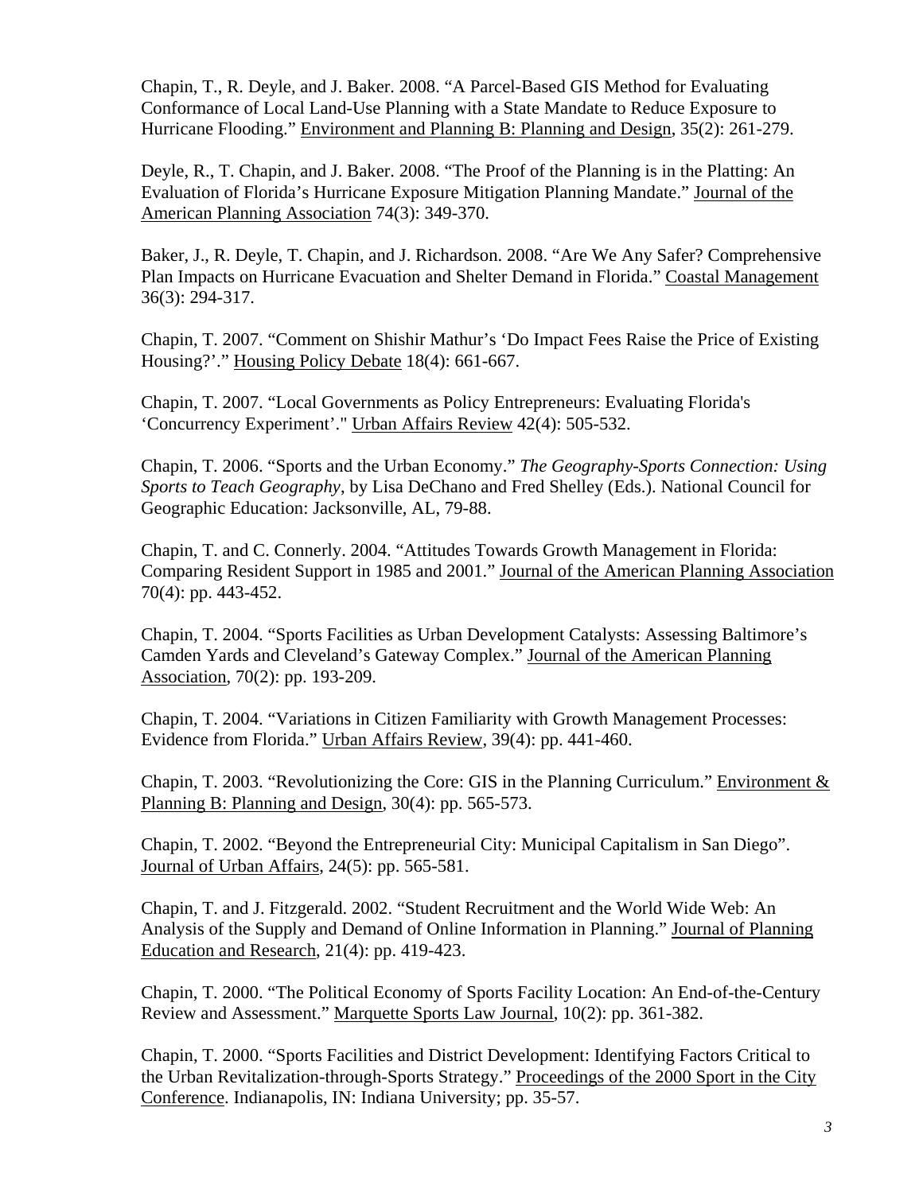Chapin, T., R. Deyle, and J. Baker. 2008. "A Parcel-Based GIS Method for Evaluating Conformance of Local Land-Use Planning with a State Mandate to Reduce Exposure to Hurricane Flooding." Environment and Planning B: Planning and Design, 35(2): 261-279.

Deyle, R., T. Chapin, and J. Baker. 2008. "The Proof of the Planning is in the Platting: An Evaluation of Florida's Hurricane Exposure Mitigation Planning Mandate." Journal of the American Planning Association 74(3): 349-370.

Baker, J., R. Deyle, T. Chapin, and J. Richardson. 2008. "Are We Any Safer? Comprehensive Plan Impacts on Hurricane Evacuation and Shelter Demand in Florida." Coastal Management 36(3): 294-317.

Chapin, T. 2007. "Comment on Shishir Mathur's 'Do Impact Fees Raise the Price of Existing Housing?'." Housing Policy Debate 18(4): 661-667.

Chapin, T. 2007. "Local Governments as Policy Entrepreneurs: Evaluating Florida's 'Concurrency Experiment'." Urban Affairs Review 42(4): 505-532.

Chapin, T. 2006. "Sports and the Urban Economy." *The Geography-Sports Connection: Using Sports to Teach Geography*, by Lisa DeChano and Fred Shelley (Eds.). National Council for Geographic Education: Jacksonville, AL, 79-88.

Chapin, T. and C. Connerly. 2004. "Attitudes Towards Growth Management in Florida: Comparing Resident Support in 1985 and 2001." Journal of the American Planning Association 70(4): pp. 443-452.

Chapin, T. 2004. "Sports Facilities as Urban Development Catalysts: Assessing Baltimore's Camden Yards and Cleveland's Gateway Complex." Journal of the American Planning Association, 70(2): pp. 193-209.

Chapin, T. 2004. "Variations in Citizen Familiarity with Growth Management Processes: Evidence from Florida." Urban Affairs Review, 39(4): pp. 441-460.

Chapin, T. 2003. "Revolutionizing the Core: GIS in the Planning Curriculum." Environment & Planning B: Planning and Design, 30(4): pp. 565-573.

Chapin, T. 2002. "Beyond the Entrepreneurial City: Municipal Capitalism in San Diego". Journal of Urban Affairs, 24(5): pp. 565-581.

Chapin, T. and J. Fitzgerald. 2002. "Student Recruitment and the World Wide Web: An Analysis of the Supply and Demand of Online Information in Planning." Journal of Planning Education and Research, 21(4): pp. 419-423.

Chapin, T. 2000. "The Political Economy of Sports Facility Location: An End-of-the-Century Review and Assessment." Marquette Sports Law Journal, 10(2): pp. 361-382.

Chapin, T. 2000. "Sports Facilities and District Development: Identifying Factors Critical to the Urban Revitalization-through-Sports Strategy." Proceedings of the 2000 Sport in the City Conference. Indianapolis, IN: Indiana University; pp. 35-57.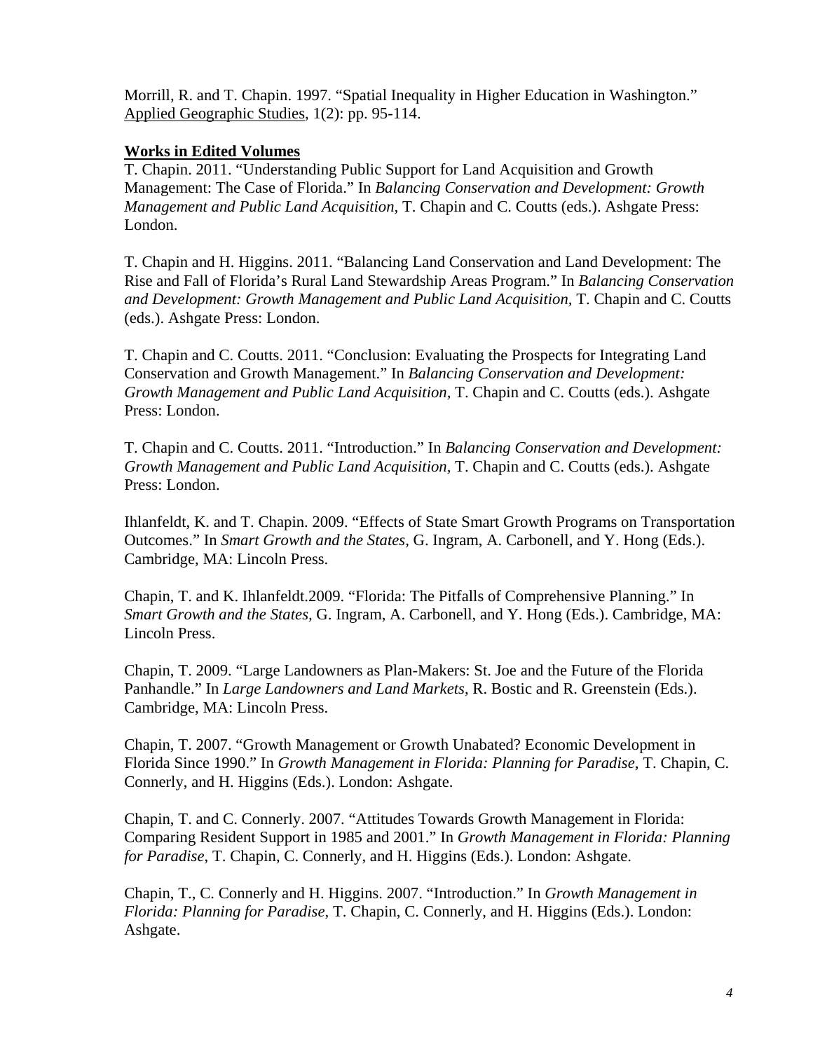Morrill, R. and T. Chapin. 1997. "Spatial Inequality in Higher Education in Washington." Applied Geographic Studies, 1(2): pp. 95-114.

**Works in Edited Volumes**

T. Chapin. 2011. "Understanding Public Support for Land Acquisition and Growth Management: The Case of Florida." In *Balancing Conservation and Development: Growth Management and Public Land Acquisition*, T. Chapin and C. Coutts (eds.). Ashgate Press: London.

T. Chapin and H. Higgins. 2011. "Balancing Land Conservation and Land Development: The Rise and Fall of Florida's Rural Land Stewardship Areas Program." In *Balancing Conservation and Development: Growth Management and Public Land Acquisition*, T. Chapin and C. Coutts (eds.). Ashgate Press: London.

T. Chapin and C. Coutts. 2011. "Conclusion: Evaluating the Prospects for Integrating Land Conservation and Growth Management." In *Balancing Conservation and Development: Growth Management and Public Land Acquisition*, T. Chapin and C. Coutts (eds.). Ashgate Press: London.

T. Chapin and C. Coutts. 2011. "Introduction." In *Balancing Conservation and Development: Growth Management and Public Land Acquisition*, T. Chapin and C. Coutts (eds.). Ashgate Press: London.

Ihlanfeldt, K. and T. Chapin. 2009. "Effects of State Smart Growth Programs on Transportation Outcomes." In *Smart Growth and the States*, G. Ingram, A. Carbonell, and Y. Hong (Eds.). Cambridge, MA: Lincoln Press.

Chapin, T. and K. Ihlanfeldt.2009. "Florida: The Pitfalls of Comprehensive Planning." In *Smart Growth and the States*, G. Ingram, A. Carbonell, and Y. Hong (Eds.). Cambridge, MA: Lincoln Press.

Chapin, T. 2009. "Large Landowners as Plan-Makers: St. Joe and the Future of the Florida Panhandle." In *Large Landowners and Land Markets*, R. Bostic and R. Greenstein (Eds.). Cambridge, MA: Lincoln Press.

Chapin, T. 2007. "Growth Management or Growth Unabated? Economic Development in Florida Since 1990." In *Growth Management in Florida: Planning for Paradise*, T. Chapin, C. Connerly, and H. Higgins (Eds.). London: Ashgate.

Chapin, T. and C. Connerly. 2007. "Attitudes Towards Growth Management in Florida: Comparing Resident Support in 1985 and 2001." In *Growth Management in Florida: Planning for Paradise*, T. Chapin, C. Connerly, and H. Higgins (Eds.). London: Ashgate.

Chapin, T., C. Connerly and H. Higgins. 2007. "Introduction." In *Growth Management in Florida: Planning for Paradise*, T. Chapin, C. Connerly, and H. Higgins (Eds.). London: Ashgate.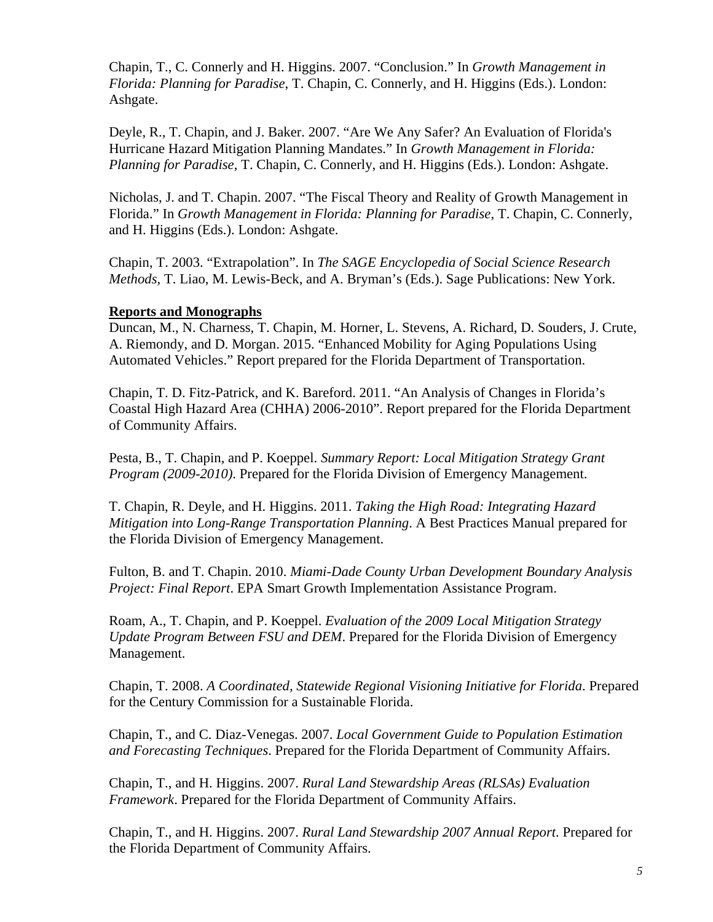Chapin, T., C. Connerly and H. Higgins. 2007. "Conclusion." In *Growth Management in Florida: Planning for Paradise*, T. Chapin, C. Connerly, and H. Higgins (Eds.). London: Ashgate.

Deyle, R., T. Chapin, and J. Baker. 2007. "Are We Any Safer? An Evaluation of Florida's Hurricane Hazard Mitigation Planning Mandates." In *Growth Management in Florida: Planning for Paradise*, T. Chapin, C. Connerly, and H. Higgins (Eds.). London: Ashgate.

Nicholas, J. and T. Chapin. 2007. "The Fiscal Theory and Reality of Growth Management in Florida." In *Growth Management in Florida: Planning for Paradise*, T. Chapin, C. Connerly, and H. Higgins (Eds.). London: Ashgate.

Chapin, T. 2003. "Extrapolation". In *The SAGE Encyclopedia of Social Science Research Methods*, T. Liao, M. Lewis-Beck, and A. Bryman's (Eds.). Sage Publications: New York.

**Reports and Monographs**

Duncan, M., N. Charness, T. Chapin, M. Horner, L. Stevens, A. Richard, D. Souders, J. Crute, A. Riemondy, and D. Morgan. 2015. "Enhanced Mobility for Aging Populations Using Automated Vehicles." Report prepared for the Florida Department of Transportation.

Chapin, T. D. Fitz-Patrick, and K. Bareford. 2011. "An Analysis of Changes in Florida's Coastal High Hazard Area (CHHA) 2006-2010". Report prepared for the Florida Department of Community Affairs.

Pesta, B., T. Chapin, and P. Koeppel. *Summary Report: Local Mitigation Strategy Grant Program (2009-2010)*. Prepared for the Florida Division of Emergency Management.

T. Chapin, R. Deyle, and H. Higgins. 2011. *Taking the High Road: Integrating Hazard Mitigation into Long-Range Transportation Planning*. A Best Practices Manual prepared for the Florida Division of Emergency Management.

Fulton, B. and T. Chapin. 2010. *Miami-Dade County Urban Development Boundary Analysis Project: Final Report*. EPA Smart Growth Implementation Assistance Program.

Roam, A., T. Chapin, and P. Koeppel. *Evaluation of the 2009 Local Mitigation Strategy Update Program Between FSU and DEM*. Prepared for the Florida Division of Emergency Management.

Chapin, T. 2008. *A Coordinated, Statewide Regional Visioning Initiative for Florida*. Prepared for the Century Commission for a Sustainable Florida.

Chapin, T., and C. Diaz-Venegas. 2007. *Local Government Guide to Population Estimation and Forecasting Techniques*. Prepared for the Florida Department of Community Affairs.

Chapin, T., and H. Higgins. 2007. *Rural Land Stewardship Areas (RLSAs) Evaluation Framework*. Prepared for the Florida Department of Community Affairs.

Chapin, T., and H. Higgins. 2007. *Rural Land Stewardship 2007 Annual Report*. Prepared for the Florida Department of Community Affairs.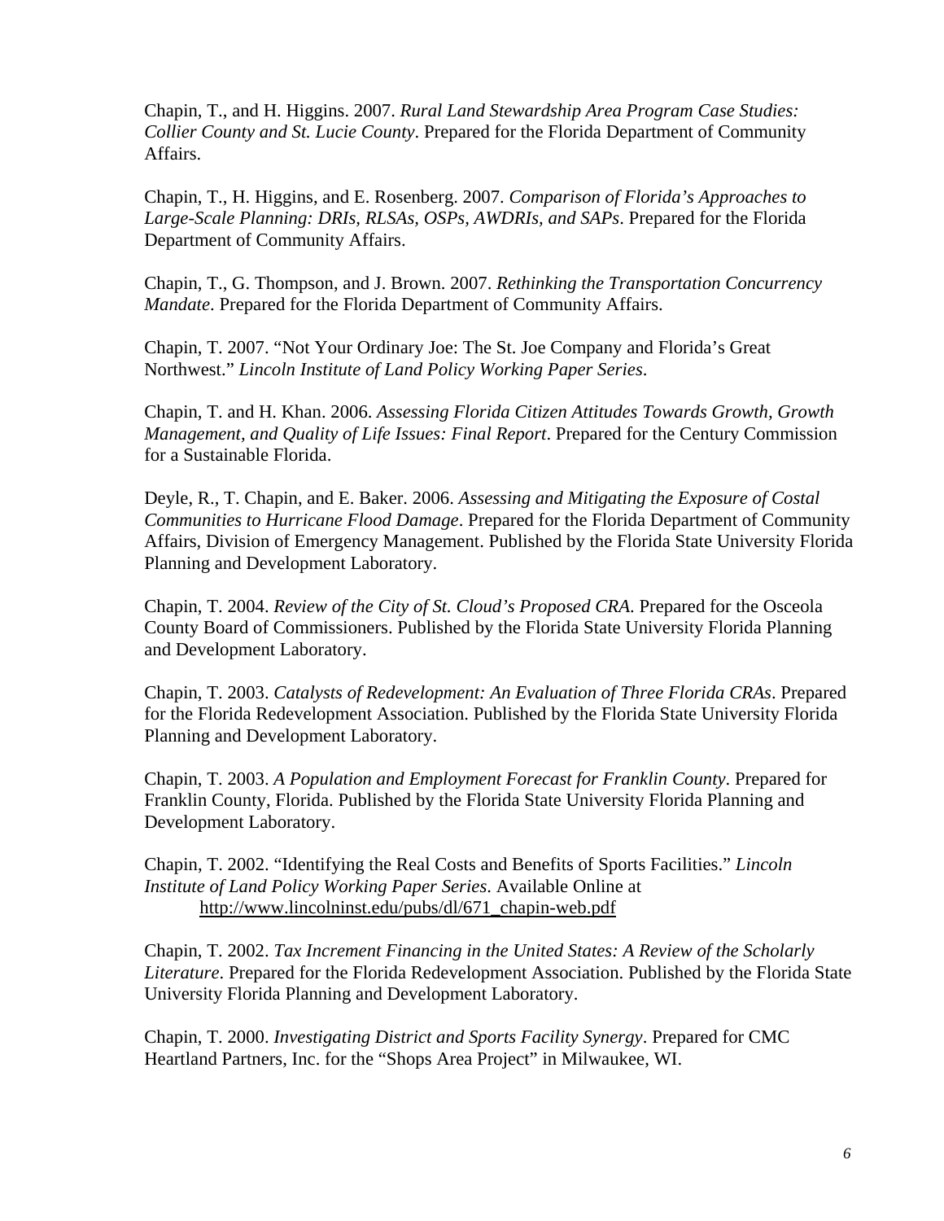Chapin, T., and H. Higgins. 2007. *Rural Land Stewardship Area Program Case Studies: Collier County and St. Lucie County*. Prepared for the Florida Department of Community Affairs.

Chapin, T., H. Higgins, and E. Rosenberg. 2007. *Comparison of Florida's Approaches to Large-Scale Planning: DRIs, RLSAs, OSPs, AWDRIs, and SAPs*. Prepared for the Florida Department of Community Affairs.

Chapin, T., G. Thompson, and J. Brown. 2007. *Rethinking the Transportation Concurrency Mandate*. Prepared for the Florida Department of Community Affairs.

Chapin, T. 2007. "Not Your Ordinary Joe: The St. Joe Company and Florida's Great Northwest." *Lincoln Institute of Land Policy Working Paper Series*.

Chapin, T. and H. Khan. 2006. *Assessing Florida Citizen Attitudes Towards Growth, Growth Management, and Quality of Life Issues: Final Report*. Prepared for the Century Commission for a Sustainable Florida.

Deyle, R., T. Chapin, and E. Baker. 2006. *Assessing and Mitigating the Exposure of Costal Communities to Hurricane Flood Damage*. Prepared for the Florida Department of Community Affairs, Division of Emergency Management. Published by the Florida State University Florida Planning and Development Laboratory.

Chapin, T. 2004. *Review of the City of St. Cloud's Proposed CRA*. Prepared for the Osceola County Board of Commissioners. Published by the Florida State University Florida Planning and Development Laboratory.

Chapin, T. 2003. *Catalysts of Redevelopment: An Evaluation of Three Florida CRAs*. Prepared for the Florida Redevelopment Association. Published by the Florida State University Florida Planning and Development Laboratory.

Chapin, T. 2003. *A Population and Employment Forecast for Franklin County*. Prepared for Franklin County, Florida. Published by the Florida State University Florida Planning and Development Laboratory.

Chapin, T. 2002. "Identifying the Real Costs and Benefits of Sports Facilities." *Lincoln Institute of Land Policy Working Paper Series*. Available Online at http://www.lincolninst.edu/pubs/dl/671_chapin-web.pdf

Chapin, T. 2002. *Tax Increment Financing in the United States: A Review of the Scholarly Literature*. Prepared for the Florida Redevelopment Association. Published by the Florida State University Florida Planning and Development Laboratory.

Chapin, T. 2000. *Investigating District and Sports Facility Synergy*. Prepared for CMC Heartland Partners, Inc. for the "Shops Area Project" in Milwaukee, WI.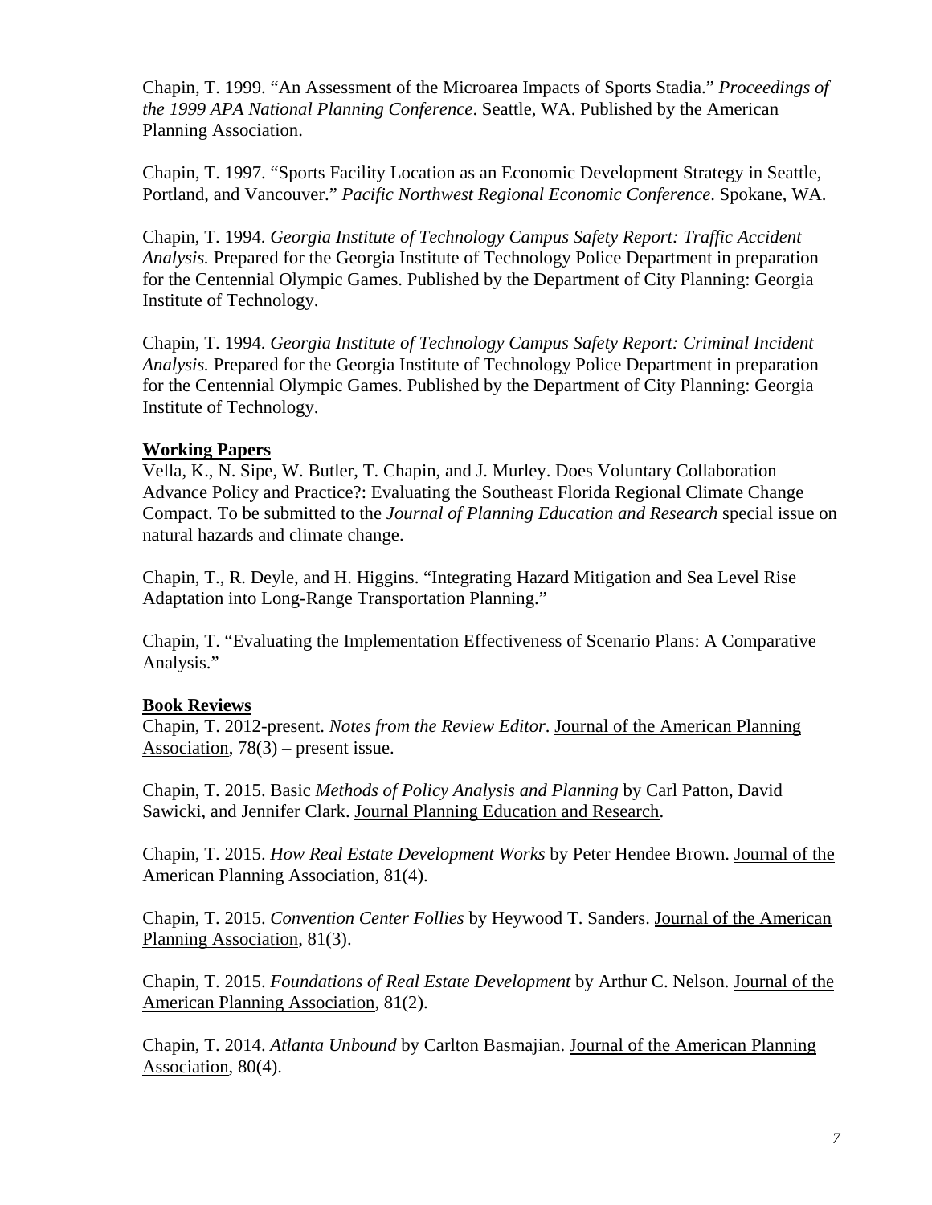Chapin, T. 1999. "An Assessment of the Microarea Impacts of Sports Stadia." *Proceedings of the 1999 APA National Planning Conference*. Seattle, WA. Published by the American Planning Association.

Chapin, T. 1997. "Sports Facility Location as an Economic Development Strategy in Seattle, Portland, and Vancouver." *Pacific Northwest Regional Economic Conference*. Spokane, WA.

Chapin, T. 1994. *Georgia Institute of Technology Campus Safety Report: Traffic Accident Analysis.* Prepared for the Georgia Institute of Technology Police Department in preparation for the Centennial Olympic Games. Published by the Department of City Planning: Georgia Institute of Technology.

Chapin, T. 1994. *Georgia Institute of Technology Campus Safety Report: Criminal Incident Analysis.* Prepared for the Georgia Institute of Technology Police Department in preparation for the Centennial Olympic Games. Published by the Department of City Planning: Georgia Institute of Technology.

**Working Papers**

Vella, K., N. Sipe, W. Butler, T. Chapin, and J. Murley. Does Voluntary Collaboration Advance Policy and Practice?: Evaluating the Southeast Florida Regional Climate Change Compact. To be submitted to the *Journal of Planning Education and Research* special issue on natural hazards and climate change.

Chapin, T., R. Deyle, and H. Higgins. "Integrating Hazard Mitigation and Sea Level Rise Adaptation into Long-Range Transportation Planning."

Chapin, T. "Evaluating the Implementation Effectiveness of Scenario Plans: A Comparative Analysis."

**Book Reviews**

Chapin, T. 2012-present. *Notes from the Review Editor*. Journal of the American Planning Association, 78(3) – present issue.

Chapin, T. 2015. Basic *Methods of Policy Analysis and Planning* by Carl Patton, David Sawicki, and Jennifer Clark. Journal Planning Education and Research.

Chapin, T. 2015. *How Real Estate Development Works* by Peter Hendee Brown. Journal of the American Planning Association, 81(4).

Chapin, T. 2015. *Convention Center Follies* by Heywood T. Sanders. Journal of the American Planning Association, 81(3).

Chapin, T. 2015. *Foundations of Real Estate Development* by Arthur C. Nelson. Journal of the American Planning Association, 81(2).

Chapin, T. 2014. *Atlanta Unbound* by Carlton Basmajian. Journal of the American Planning Association, 80(4).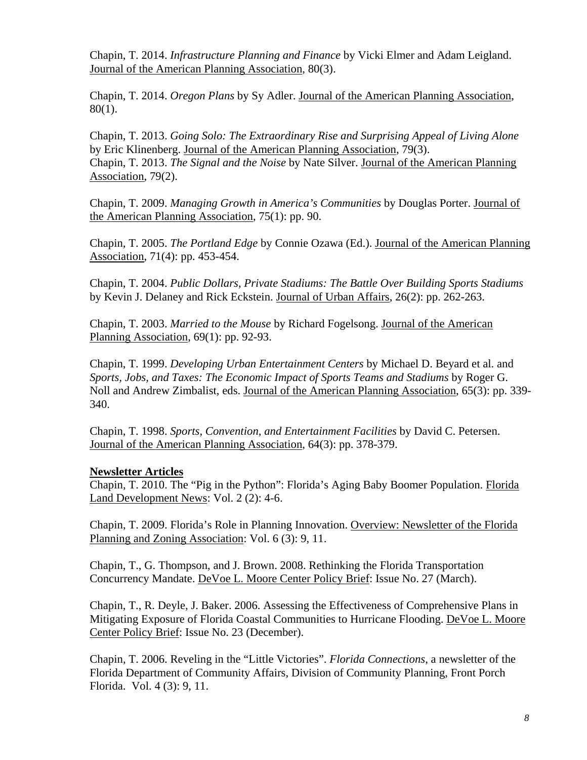Chapin, T. 2014. *Infrastructure Planning and Finance* by Vicki Elmer and Adam Leigland. Journal of the American Planning Association, 80(3).

Chapin, T. 2014. *Oregon Plans* by Sy Adler. Journal of the American Planning Association, 80(1).

Chapin, T. 2013. *Going Solo: The Extraordinary Rise and Surprising Appeal of Living Alone* by Eric Klinenberg. Journal of the American Planning Association, 79(3).
Chapin, T. 2013. *The Signal and the Noise* by Nate Silver. Journal of the American Planning Association, 79(2).

Chapin, T. 2009. *Managing Growth in America's Communities* by Douglas Porter. Journal of the American Planning Association, 75(1): pp. 90.

Chapin, T. 2005. *The Portland Edge* by Connie Ozawa (Ed.). Journal of the American Planning Association, 71(4): pp. 453-454.

Chapin, T. 2004. *Public Dollars, Private Stadiums: The Battle Over Building Sports Stadiums* by Kevin J. Delaney and Rick Eckstein. Journal of Urban Affairs, 26(2): pp. 262-263.

Chapin, T. 2003. *Married to the Mouse* by Richard Fogelsong. Journal of the American Planning Association, 69(1): pp. 92-93.

Chapin, T. 1999. *Developing Urban Entertainment Centers* by Michael D. Beyard et al. and *Sports, Jobs, and Taxes: The Economic Impact of Sports Teams and Stadiums* by Roger G. Noll and Andrew Zimbalist, eds. Journal of the American Planning Association, 65(3): pp. 339-340.

Chapin, T. 1998. *Sports, Convention, and Entertainment Facilities* by David C. Petersen. Journal of the American Planning Association, 64(3): pp. 378-379.

**Newsletter Articles**

Chapin, T. 2010. The "Pig in the Python": Florida's Aging Baby Boomer Population. Florida Land Development News: Vol. 2 (2): 4-6.

Chapin, T. 2009. Florida's Role in Planning Innovation. Overview: Newsletter of the Florida Planning and Zoning Association: Vol. 6 (3): 9, 11.

Chapin, T., G. Thompson, and J. Brown. 2008. Rethinking the Florida Transportation Concurrency Mandate. DeVoe L. Moore Center Policy Brief: Issue No. 27 (March).

Chapin, T., R. Deyle, J. Baker. 2006. Assessing the Effectiveness of Comprehensive Plans in Mitigating Exposure of Florida Coastal Communities to Hurricane Flooding. DeVoe L. Moore Center Policy Brief: Issue No. 23 (December).

Chapin, T. 2006. Reveling in the "Little Victories". *Florida Connections*, a newsletter of the Florida Department of Community Affairs, Division of Community Planning, Front Porch Florida. Vol. 4 (3): 9, 11.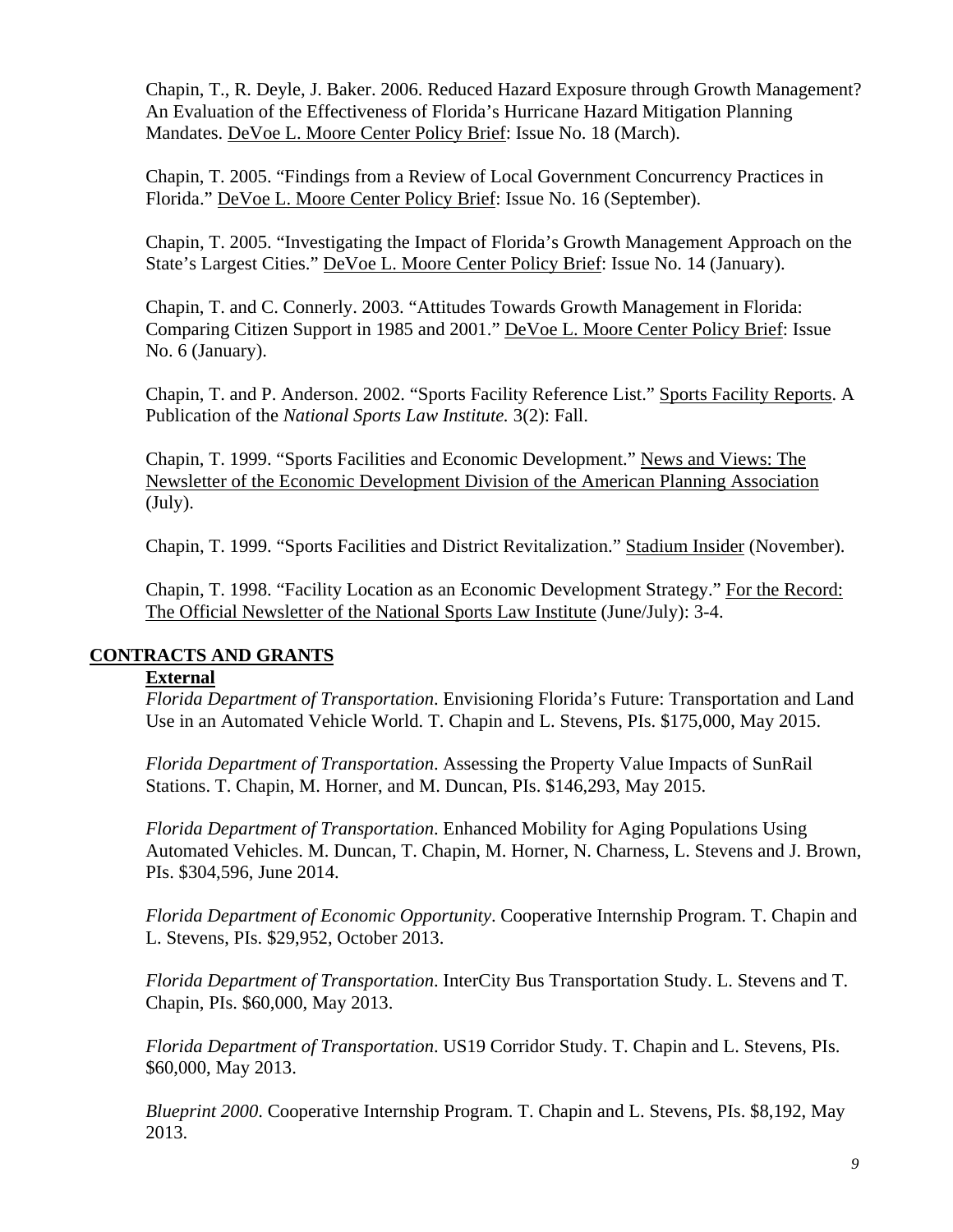Chapin, T., R. Deyle, J. Baker. 2006. Reduced Hazard Exposure through Growth Management? An Evaluation of the Effectiveness of Florida's Hurricane Hazard Mitigation Planning Mandates. DeVoe L. Moore Center Policy Brief: Issue No. 18 (March).

Chapin, T. 2005. "Findings from a Review of Local Government Concurrency Practices in Florida." DeVoe L. Moore Center Policy Brief: Issue No. 16 (September).

Chapin, T. 2005. "Investigating the Impact of Florida's Growth Management Approach on the State's Largest Cities." DeVoe L. Moore Center Policy Brief: Issue No. 14 (January).

Chapin, T. and C. Connerly. 2003. "Attitudes Towards Growth Management in Florida: Comparing Citizen Support in 1985 and 2001." DeVoe L. Moore Center Policy Brief: Issue No. 6 (January).

Chapin, T. and P. Anderson. 2002. "Sports Facility Reference List." Sports Facility Reports. A Publication of the *National Sports Law Institute.* 3(2): Fall.

Chapin, T. 1999. "Sports Facilities and Economic Development." News and Views: The Newsletter of the Economic Development Division of the American Planning Association (July).

Chapin, T. 1999. "Sports Facilities and District Revitalization." Stadium Insider (November).

Chapin, T. 1998. "Facility Location as an Economic Development Strategy." For the Record: The Official Newsletter of the National Sports Law Institute (June/July): 3-4.

## CONTRACTS AND GRANTS

### External

*Florida Department of Transportation*. Envisioning Florida's Future: Transportation and Land Use in an Automated Vehicle World. T. Chapin and L. Stevens, PIs. $175,000, May 2015.

*Florida Department of Transportation*. Assessing the Property Value Impacts of SunRail Stations. T. Chapin, M. Horner, and M. Duncan, PIs. $146,293, May 2015.

*Florida Department of Transportation*. Enhanced Mobility for Aging Populations Using Automated Vehicles. M. Duncan, T. Chapin, M. Horner, N. Charness, L. Stevens and J. Brown, PIs. $304,596, June 2014.

*Florida Department of Economic Opportunity*. Cooperative Internship Program. T. Chapin and L. Stevens, PIs. $29,952, October 2013.

*Florida Department of Transportation*. InterCity Bus Transportation Study. L. Stevens and T. Chapin, PIs. $60,000, May 2013.

*Florida Department of Transportation*. US19 Corridor Study. T. Chapin and L. Stevens, PIs. $60,000, May 2013.

*Blueprint 2000*. Cooperative Internship Program. T. Chapin and L. Stevens, PIs. $8,192, May 2013.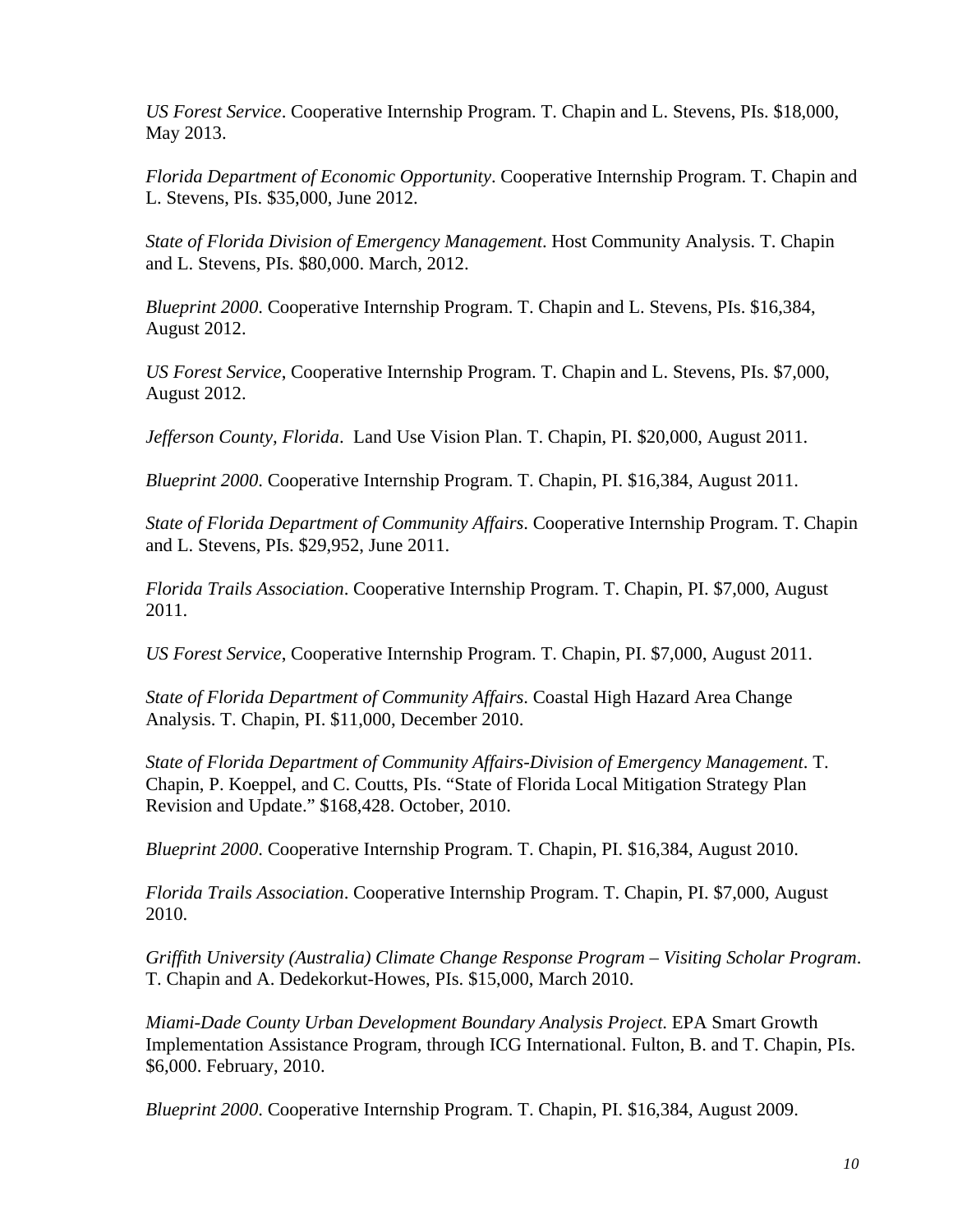*US Forest Service*. Cooperative Internship Program. T. Chapin and L. Stevens, PIs. $18,000, May 2013.

*Florida Department of Economic Opportunity*. Cooperative Internship Program. T. Chapin and L. Stevens, PIs. $35,000, June 2012.

*State of Florida Division of Emergency Management*. Host Community Analysis. T. Chapin and L. Stevens, PIs. $80,000. March, 2012.

*Blueprint 2000*. Cooperative Internship Program. T. Chapin and L. Stevens, PIs. $16,384, August 2012.

*US Forest Service*, Cooperative Internship Program. T. Chapin and L. Stevens, PIs. $7,000, August 2012.

*Jefferson County, Florida*. Land Use Vision Plan. T. Chapin, PI. $20,000, August 2011.

*Blueprint 2000*. Cooperative Internship Program. T. Chapin, PI. $16,384, August 2011.

*State of Florida Department of Community Affairs*. Cooperative Internship Program. T. Chapin and L. Stevens, PIs. $29,952, June 2011.

*Florida Trails Association*. Cooperative Internship Program. T. Chapin, PI. $7,000, August 2011.

*US Forest Service*, Cooperative Internship Program. T. Chapin, PI. $7,000, August 2011.

*State of Florida Department of Community Affairs*. Coastal High Hazard Area Change Analysis. T. Chapin, PI. $11,000, December 2010.

*State of Florida Department of Community Affairs-Division of Emergency Management*. T. Chapin, P. Koeppel, and C. Coutts, PIs. "State of Florida Local Mitigation Strategy Plan Revision and Update." $168,428. October, 2010.

*Blueprint 2000*. Cooperative Internship Program. T. Chapin, PI. $16,384, August 2010.

*Florida Trails Association*. Cooperative Internship Program. T. Chapin, PI. $7,000, August 2010.

*Griffith University (Australia) Climate Change Response Program – Visiting Scholar Program*. T. Chapin and A. Dedekorkut-Howes, PIs. $15,000, March 2010.

*Miami-Dade County Urban Development Boundary Analysis Project*. EPA Smart Growth Implementation Assistance Program, through ICG International. Fulton, B. and T. Chapin, PIs. $6,000. February, 2010.

*Blueprint 2000*. Cooperative Internship Program. T. Chapin, PI. $16,384, August 2009.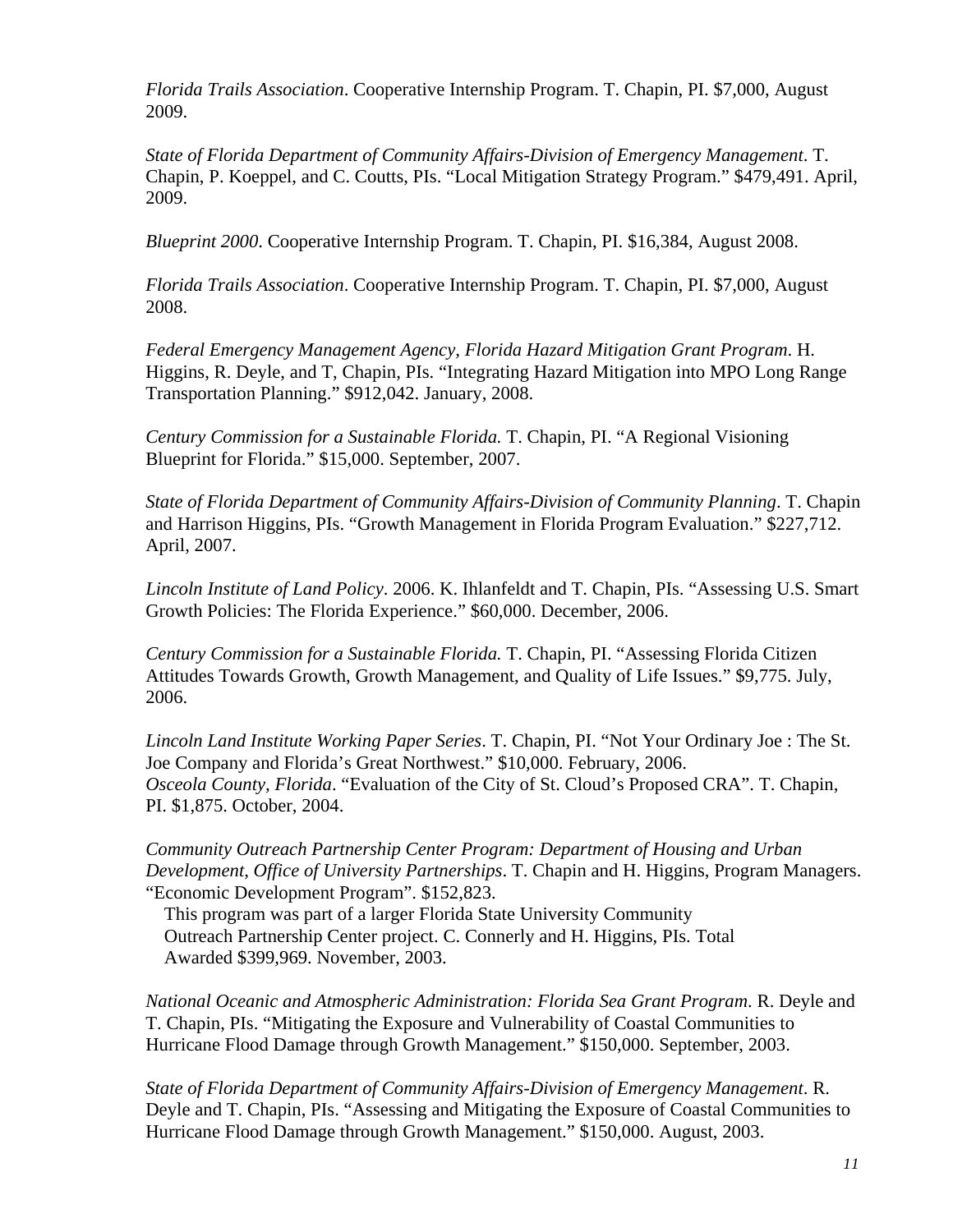*Florida Trails Association*. Cooperative Internship Program. T. Chapin, PI. $7,000, August 2009.

*State of Florida Department of Community Affairs-Division of Emergency Management*. T. Chapin, P. Koeppel, and C. Coutts, PIs. "Local Mitigation Strategy Program." $479,491. April, 2009.

*Blueprint 2000*. Cooperative Internship Program. T. Chapin, PI. $16,384, August 2008.

*Florida Trails Association*. Cooperative Internship Program. T. Chapin, PI. $7,000, August 2008.

*Federal Emergency Management Agency, Florida Hazard Mitigation Grant Program*. H. Higgins, R. Deyle, and T, Chapin, PIs. "Integrating Hazard Mitigation into MPO Long Range Transportation Planning." $912,042. January, 2008.

*Century Commission for a Sustainable Florida.* T. Chapin, PI. "A Regional Visioning Blueprint for Florida." $15,000. September, 2007.

*State of Florida Department of Community Affairs-Division of Community Planning*. T. Chapin and Harrison Higgins, PIs. "Growth Management in Florida Program Evaluation." $227,712. April, 2007.

*Lincoln Institute of Land Policy*. 2006. K. Ihlanfeldt and T. Chapin, PIs. "Assessing U.S. Smart Growth Policies: The Florida Experience." $60,000. December, 2006.

*Century Commission for a Sustainable Florida.* T. Chapin, PI. "Assessing Florida Citizen Attitudes Towards Growth, Growth Management, and Quality of Life Issues." $9,775. July, 2006.

*Lincoln Land Institute Working Paper Series*. T. Chapin, PI. "Not Your Ordinary Joe : The St. Joe Company and Florida's Great Northwest." $10,000. February, 2006.
*Osceola County, Florida*. "Evaluation of the City of St. Cloud's Proposed CRA". T. Chapin, PI. $1,875. October, 2004.

*Community Outreach Partnership Center Program: Department of Housing and Urban Development, Office of University Partnerships*. T. Chapin and H. Higgins, Program Managers. "Economic Development Program". $152,823.

This program was part of a larger Florida State University Community Outreach Partnership Center project. C. Connerly and H. Higgins, PIs. Total Awarded $399,969. November, 2003.

*National Oceanic and Atmospheric Administration: Florida Sea Grant Program*. R. Deyle and T. Chapin, PIs. "Mitigating the Exposure and Vulnerability of Coastal Communities to Hurricane Flood Damage through Growth Management." $150,000. September, 2003.

*State of Florida Department of Community Affairs-Division of Emergency Management*. R. Deyle and T. Chapin, PIs. "Assessing and Mitigating the Exposure of Coastal Communities to Hurricane Flood Damage through Growth Management." $150,000. August, 2003.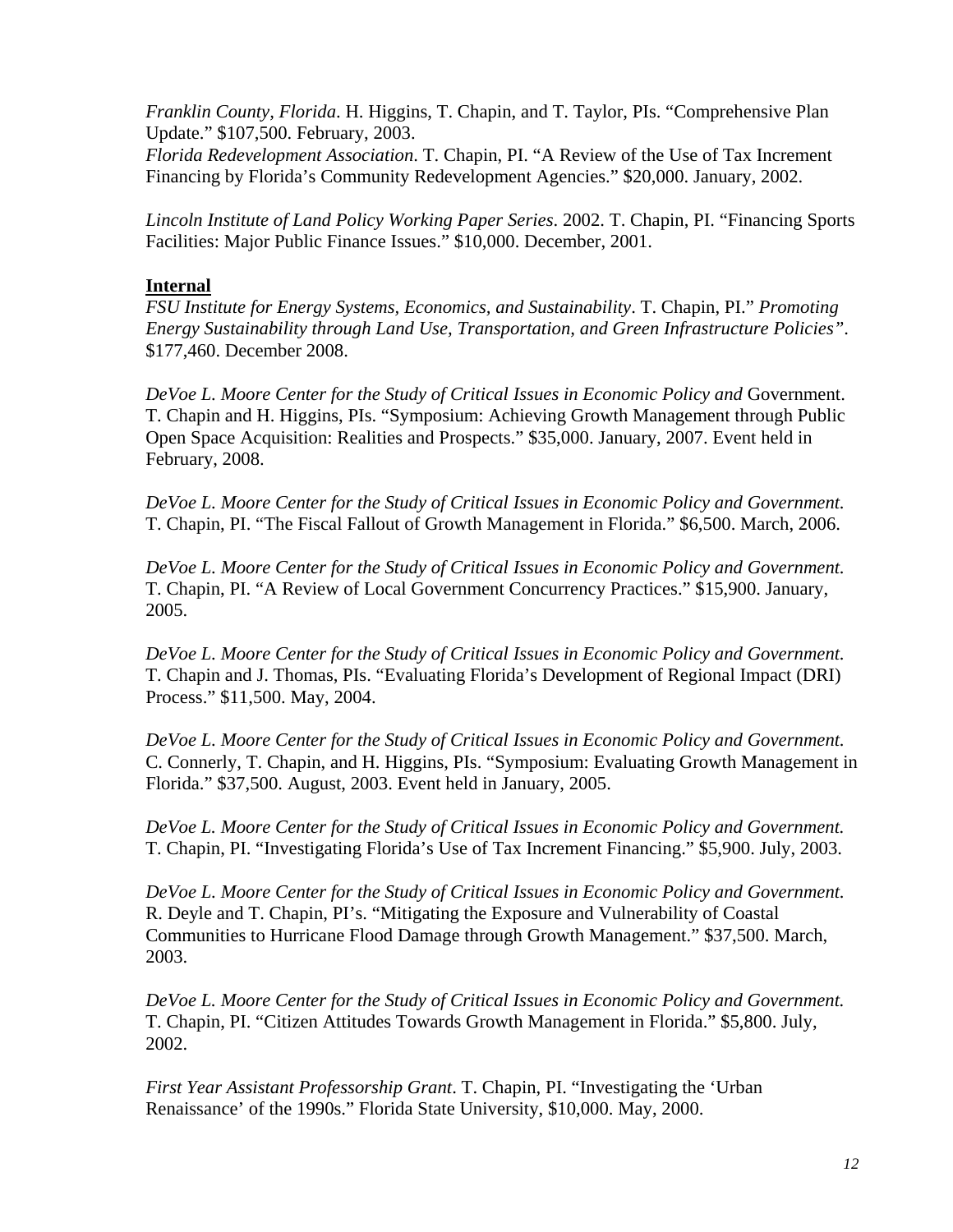*Franklin County, Florida*. H. Higgins, T. Chapin, and T. Taylor, PIs. "Comprehensive Plan Update." $107,500. February, 2003.
*Florida Redevelopment Association*. T. Chapin, PI. "A Review of the Use of Tax Increment Financing by Florida's Community Redevelopment Agencies." $20,000. January, 2002.

*Lincoln Institute of Land Policy Working Paper Series*. 2002. T. Chapin, PI. "Financing Sports Facilities: Major Public Finance Issues." $10,000. December, 2001.

**Internal**

*FSU Institute for Energy Systems, Economics, and Sustainability*. T. Chapin, PI." *Promoting Energy Sustainability through Land Use, Transportation, and Green Infrastructure Policies"*. $177,460. December 2008.

*DeVoe L. Moore Center for the Study of Critical Issues in Economic Policy and* Government. T. Chapin and H. Higgins, PIs. "Symposium: Achieving Growth Management through Public Open Space Acquisition: Realities and Prospects." $35,000. January, 2007. Event held in February, 2008.

*DeVoe L. Moore Center for the Study of Critical Issues in Economic Policy and Government.* T. Chapin, PI. "The Fiscal Fallout of Growth Management in Florida." $6,500. March, 2006.

*DeVoe L. Moore Center for the Study of Critical Issues in Economic Policy and Government.* T. Chapin, PI. "A Review of Local Government Concurrency Practices." $15,900. January, 2005.

*DeVoe L. Moore Center for the Study of Critical Issues in Economic Policy and Government.* T. Chapin and J. Thomas, PIs. "Evaluating Florida's Development of Regional Impact (DRI) Process." $11,500. May, 2004.

*DeVoe L. Moore Center for the Study of Critical Issues in Economic Policy and Government.* C. Connerly, T. Chapin, and H. Higgins, PIs. "Symposium: Evaluating Growth Management in Florida." $37,500. August, 2003. Event held in January, 2005.

*DeVoe L. Moore Center for the Study of Critical Issues in Economic Policy and Government.* T. Chapin, PI. "Investigating Florida's Use of Tax Increment Financing." $5,900. July, 2003.

*DeVoe L. Moore Center for the Study of Critical Issues in Economic Policy and Government.* R. Deyle and T. Chapin, PI's. "Mitigating the Exposure and Vulnerability of Coastal Communities to Hurricane Flood Damage through Growth Management." $37,500. March, 2003.

*DeVoe L. Moore Center for the Study of Critical Issues in Economic Policy and Government.* T. Chapin, PI. "Citizen Attitudes Towards Growth Management in Florida." $5,800. July, 2002.

*First Year Assistant Professorship Grant*. T. Chapin, PI. "Investigating the 'Urban Renaissance' of the 1990s." Florida State University, $10,000. May, 2000.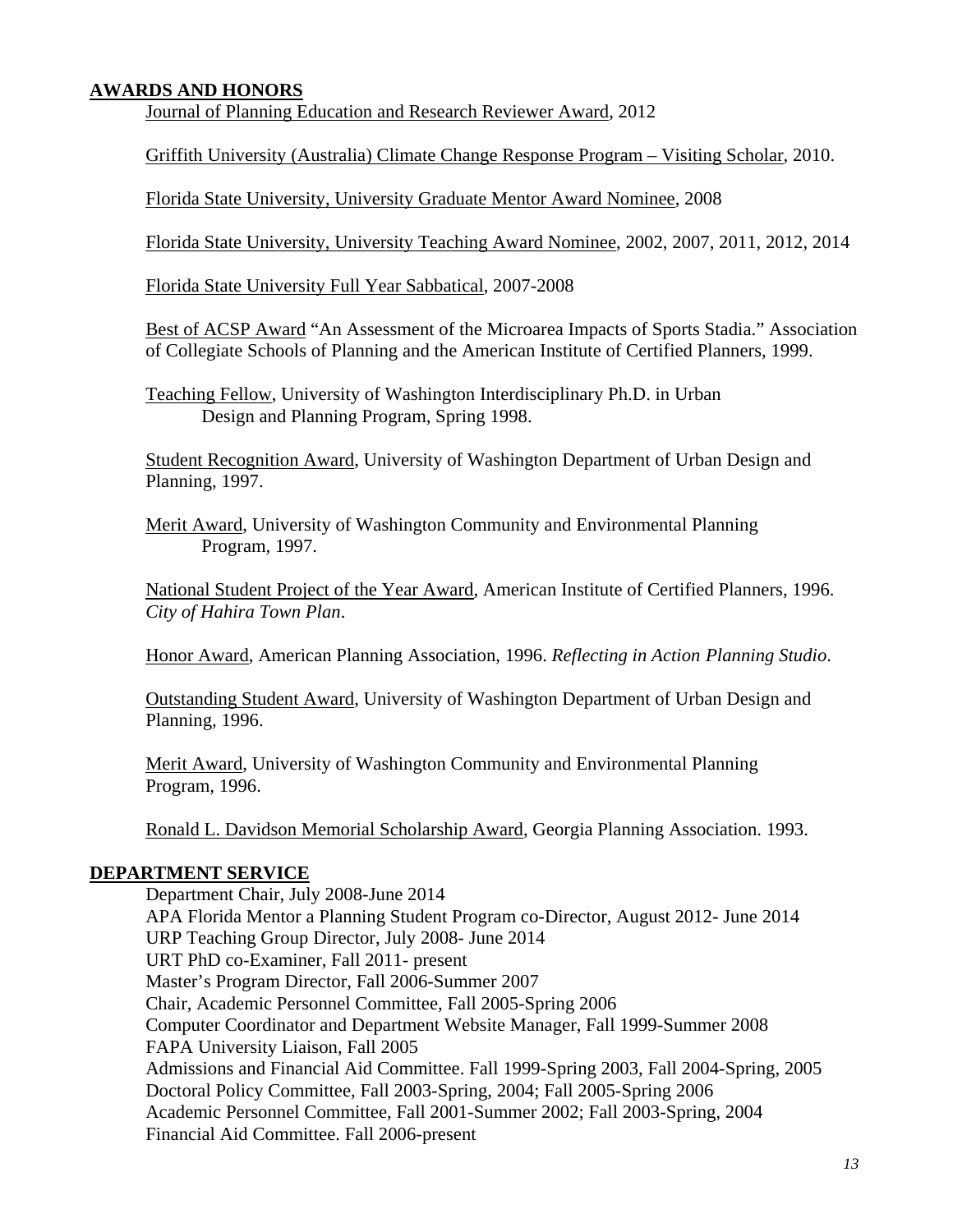## AWARDS AND HONORS

Journal of Planning Education and Research Reviewer Award, 2012

Griffith University (Australia) Climate Change Response Program – Visiting Scholar, 2010.

Florida State University, University Graduate Mentor Award Nominee, 2008

Florida State University, University Teaching Award Nominee, 2002, 2007, 2011, 2012, 2014

Florida State University Full Year Sabbatical, 2007-2008

Best of ACSP Award "An Assessment of the Microarea Impacts of Sports Stadia." Association of Collegiate Schools of Planning and the American Institute of Certified Planners, 1999.

Teaching Fellow, University of Washington Interdisciplinary Ph.D. in Urban Design and Planning Program, Spring 1998.

Student Recognition Award, University of Washington Department of Urban Design and Planning, 1997.

Merit Award, University of Washington Community and Environmental Planning Program, 1997.

National Student Project of the Year Award, American Institute of Certified Planners, 1996. *City of Hahira Town Plan*.

Honor Award, American Planning Association, 1996. *Reflecting in Action Planning Studio*.

Outstanding Student Award, University of Washington Department of Urban Design and Planning, 1996.

Merit Award, University of Washington Community and Environmental Planning Program, 1996.

Ronald L. Davidson Memorial Scholarship Award, Georgia Planning Association. 1993.

## DEPARTMENT SERVICE

Department Chair, July 2008-June 2014
APA Florida Mentor a Planning Student Program co-Director, August 2012- June 2014
URP Teaching Group Director, July 2008- June 2014
URT PhD co-Examiner, Fall 2011- present
Master's Program Director, Fall 2006-Summer 2007
Chair, Academic Personnel Committee, Fall 2005-Spring 2006
Computer Coordinator and Department Website Manager, Fall 1999-Summer 2008
FAPA University Liaison, Fall 2005
Admissions and Financial Aid Committee. Fall 1999-Spring 2003, Fall 2004-Spring, 2005
Doctoral Policy Committee, Fall 2003-Spring, 2004; Fall 2005-Spring 2006
Academic Personnel Committee, Fall 2001-Summer 2002; Fall 2003-Spring, 2004
Financial Aid Committee. Fall 2006-present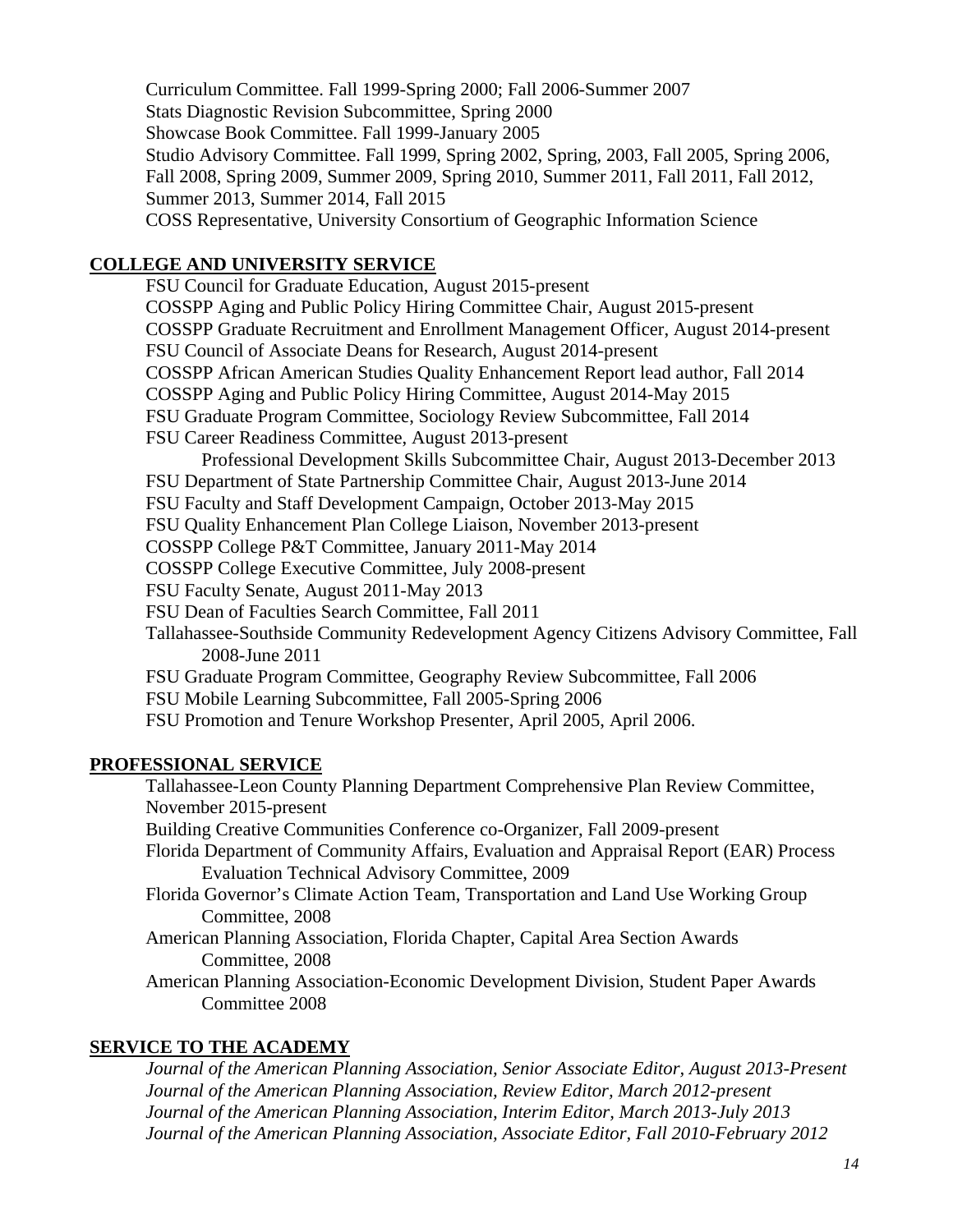Curriculum Committee. Fall 1999-Spring 2000; Fall 2006-Summer 2007
Stats Diagnostic Revision Subcommittee, Spring 2000
Showcase Book Committee. Fall 1999-January 2005
Studio Advisory Committee. Fall 1999, Spring 2002, Spring, 2003, Fall 2005, Spring 2006, Fall 2008, Spring 2009, Summer 2009, Spring 2010, Summer 2011, Fall 2011, Fall 2012, Summer 2013, Summer 2014, Fall 2015
COSS Representative, University Consortium of Geographic Information Science

## COLLEGE AND UNIVERSITY SERVICE

FSU Council for Graduate Education, August 2015-present
COSSPP Aging and Public Policy Hiring Committee Chair, August 2015-present
COSSPP Graduate Recruitment and Enrollment Management Officer, August 2014-present
FSU Council of Associate Deans for Research, August 2014-present
COSSPP African American Studies Quality Enhancement Report lead author, Fall 2014
COSSPP Aging and Public Policy Hiring Committee, August 2014-May 2015
FSU Graduate Program Committee, Sociology Review Subcommittee, Fall 2014
FSU Career Readiness Committee, August 2013-present
    Professional Development Skills Subcommittee Chair, August 2013-December 2013
FSU Department of State Partnership Committee Chair, August 2013-June 2014
FSU Faculty and Staff Development Campaign, October 2013-May 2015
FSU Quality Enhancement Plan College Liaison, November 2013-present
COSSPP College P&T Committee, January 2011-May 2014
COSSPP College Executive Committee, July 2008-present
FSU Faculty Senate, August 2011-May 2013
FSU Dean of Faculties Search Committee, Fall 2011
Tallahassee-Southside Community Redevelopment Agency Citizens Advisory Committee, Fall 2008-June 2011
FSU Graduate Program Committee, Geography Review Subcommittee, Fall 2006
FSU Mobile Learning Subcommittee, Fall 2005-Spring 2006
FSU Promotion and Tenure Workshop Presenter, April 2005, April 2006.

## PROFESSIONAL SERVICE

Tallahassee-Leon County Planning Department Comprehensive Plan Review Committee, November 2015-present
Building Creative Communities Conference co-Organizer, Fall 2009-present
Florida Department of Community Affairs, Evaluation and Appraisal Report (EAR) Process Evaluation Technical Advisory Committee, 2009
Florida Governor's Climate Action Team, Transportation and Land Use Working Group Committee, 2008
American Planning Association, Florida Chapter, Capital Area Section Awards Committee, 2008
American Planning Association-Economic Development Division, Student Paper Awards Committee 2008

## SERVICE TO THE ACADEMY

*Journal of the American Planning Association, Senior Associate Editor, August 2013-Present*
*Journal of the American Planning Association, Review Editor, March 2012-present*
*Journal of the American Planning Association, Interim Editor, March 2013-July 2013*
*Journal of the American Planning Association, Associate Editor, Fall 2010-February 2012*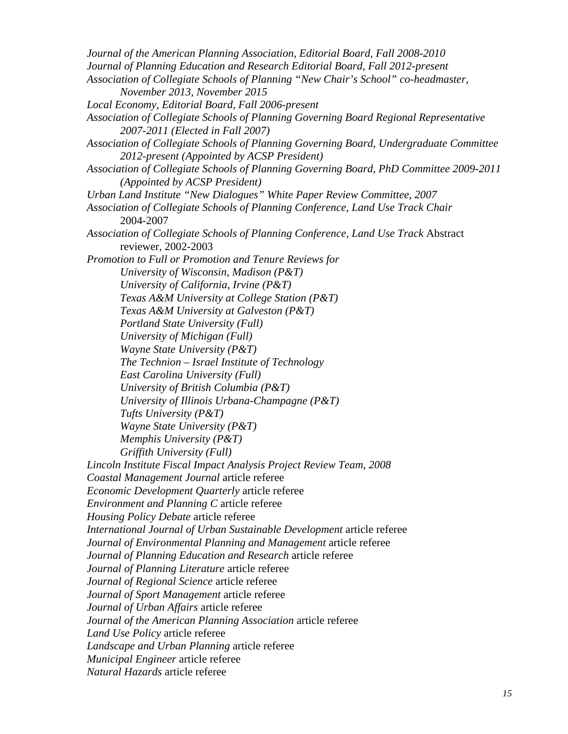*Journal of the American Planning Association, Editorial Board, Fall 2008-2010*
*Journal of Planning Education and Research Editorial Board, Fall 2012-present*
*Association of Collegiate Schools of Planning "New Chair's School" co-headmaster, November 2013, November 2015*
*Local Economy, Editorial Board, Fall 2006-present*
*Association of Collegiate Schools of Planning Governing Board Regional Representative 2007-2011 (Elected in Fall 2007)*
*Association of Collegiate Schools of Planning Governing Board, Undergraduate Committee 2012-present (Appointed by ACSP President)*
*Association of Collegiate Schools of Planning Governing Board, PhD Committee 2009-2011 (Appointed by ACSP President)*
*Urban Land Institute "New Dialogues" White Paper Review Committee, 2007*
*Association of Collegiate Schools of Planning Conference, Land Use Track Chair* 2004-2007
*Association of Collegiate Schools of Planning Conference, Land Use Track* Abstract reviewer, 2002-2003
*Promotion to Full or Promotion and Tenure Reviews for*
- *University of Wisconsin, Madison (P&T)*
- *University of California, Irvine (P&T)*
- *Texas A&M University at College Station (P&T)*
- *Texas A&M University at Galveston (P&T)*
- *Portland State University (Full)*
- *University of Michigan (Full)*
- *Wayne State University (P&T)*
- *The Technion – Israel Institute of Technology*
- *East Carolina University (Full)*
- *University of British Columbia (P&T)*
- *University of Illinois Urbana-Champagne (P&T)*
- *Tufts University (P&T)*
- *Wayne State University (P&T)*
- *Memphis University (P&T)*
- *Griffith University (Full)*

*Lincoln Institute Fiscal Impact Analysis Project Review Team, 2008*
*Coastal Management Journal* article referee
*Economic Development Quarterly* article referee
*Environment and Planning C* article referee
*Housing Policy Debate* article referee
*International Journal of Urban Sustainable Development* article referee
*Journal of Environmental Planning and Management* article referee
*Journal of Planning Education and Research* article referee
*Journal of Planning Literature* article referee
*Journal of Regional Science* article referee
*Journal of Sport Management* article referee
*Journal of Urban Affairs* article referee
*Journal of the American Planning Association* article referee
*Land Use Policy* article referee
*Landscape and Urban Planning* article referee
*Municipal Engineer* article referee
*Natural Hazards* article referee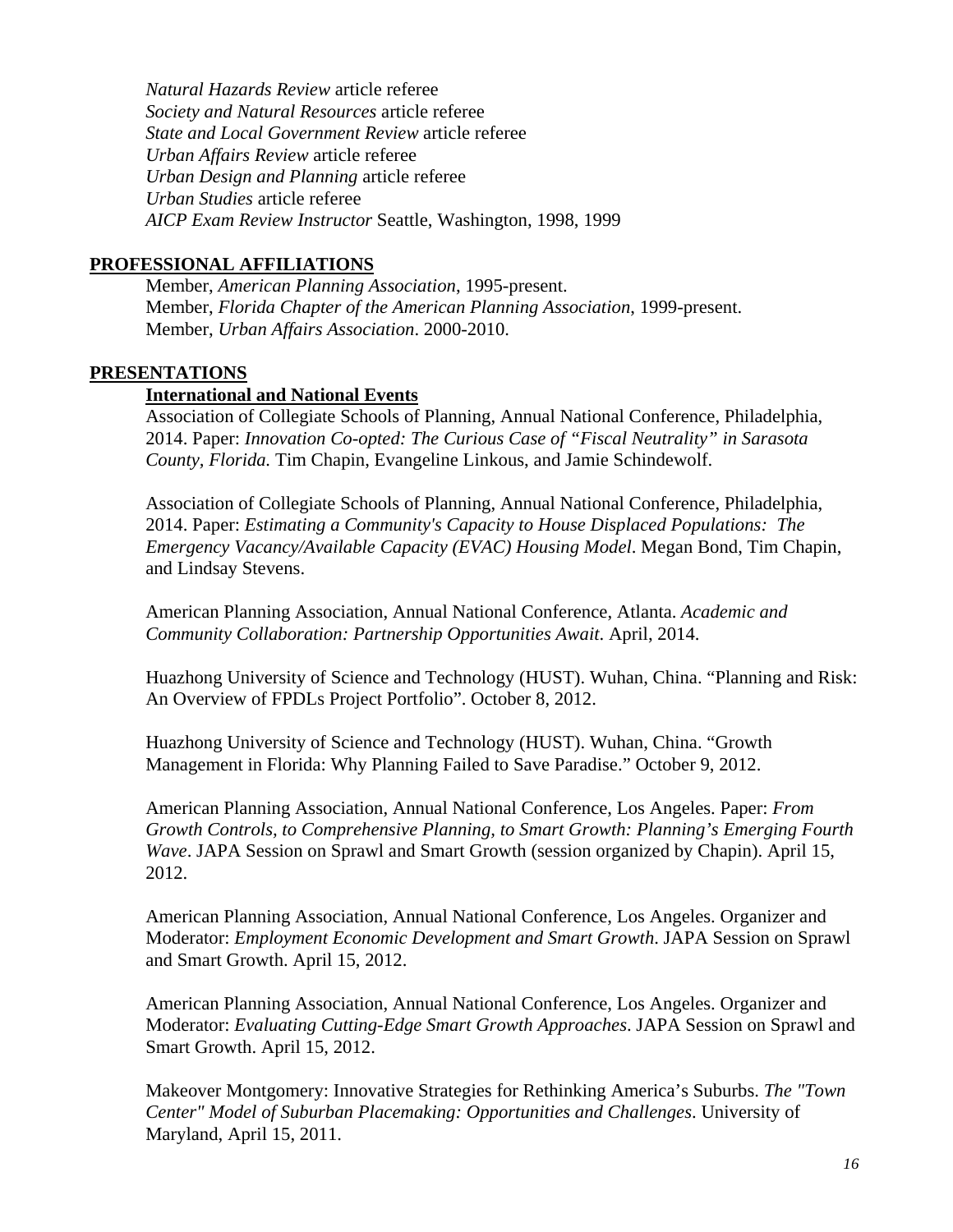*Natural Hazards Review* article referee
*Society and Natural Resources* article referee
*State and Local Government Review* article referee
*Urban Affairs Review* article referee
*Urban Design and Planning* article referee
*Urban Studies* article referee
*AICP Exam Review Instructor* Seattle, Washington, 1998, 1999

## PROFESSIONAL AFFILIATIONS

Member, *American Planning Association*, 1995-present.
Member, *Florida Chapter of the American Planning Association*, 1999-present.
Member, *Urban Affairs Association*. 2000-2010.

## PRESENTATIONS

### International and National Events

Association of Collegiate Schools of Planning, Annual National Conference, Philadelphia, 2014. Paper: *Innovation Co-opted: The Curious Case of "Fiscal Neutrality" in Sarasota County, Florida.* Tim Chapin, Evangeline Linkous, and Jamie Schindewolf.

Association of Collegiate Schools of Planning, Annual National Conference, Philadelphia, 2014. Paper: *Estimating a Community's Capacity to House Displaced Populations: The Emergency Vacancy/Available Capacity (EVAC) Housing Model*. Megan Bond, Tim Chapin, and Lindsay Stevens.

American Planning Association, Annual National Conference, Atlanta. *Academic and Community Collaboration: Partnership Opportunities Await.* April, 2014.

Huazhong University of Science and Technology (HUST). Wuhan, China. "Planning and Risk: An Overview of FPDLs Project Portfolio". October 8, 2012.

Huazhong University of Science and Technology (HUST). Wuhan, China. "Growth Management in Florida: Why Planning Failed to Save Paradise." October 9, 2012.

American Planning Association, Annual National Conference, Los Angeles. Paper: *From Growth Controls, to Comprehensive Planning, to Smart Growth: Planning's Emerging Fourth Wave*. JAPA Session on Sprawl and Smart Growth (session organized by Chapin). April 15, 2012.

American Planning Association, Annual National Conference, Los Angeles. Organizer and Moderator: *Employment Economic Development and Smart Growth*. JAPA Session on Sprawl and Smart Growth. April 15, 2012.

American Planning Association, Annual National Conference, Los Angeles. Organizer and Moderator: *Evaluating Cutting-Edge Smart Growth Approaches*. JAPA Session on Sprawl and Smart Growth. April 15, 2012.

Makeover Montgomery: Innovative Strategies for Rethinking America's Suburbs. *The "Town Center" Model of Suburban Placemaking: Opportunities and Challenges*. University of Maryland, April 15, 2011.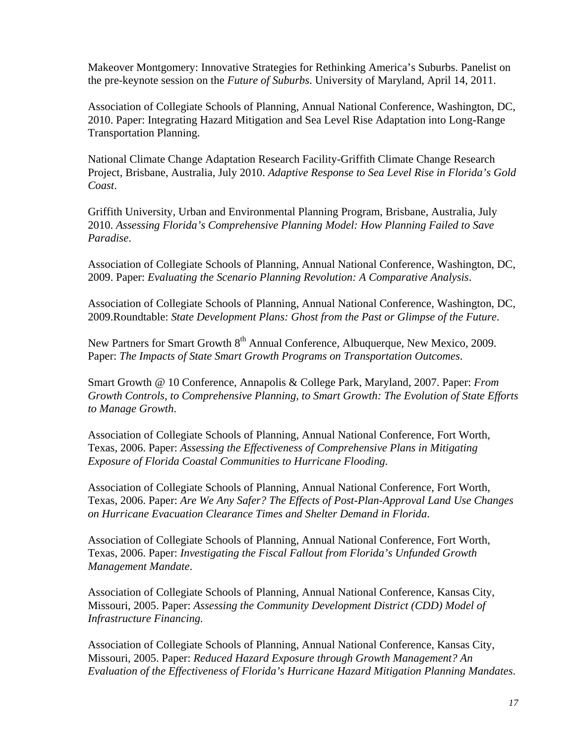Makeover Montgomery: Innovative Strategies for Rethinking America's Suburbs. Panelist on the pre-keynote session on the *Future of Suburbs*. University of Maryland, April 14, 2011.

Association of Collegiate Schools of Planning, Annual National Conference, Washington, DC, 2010. Paper: Integrating Hazard Mitigation and Sea Level Rise Adaptation into Long-Range Transportation Planning.

National Climate Change Adaptation Research Facility-Griffith Climate Change Research Project, Brisbane, Australia, July 2010. *Adaptive Response to Sea Level Rise in Florida's Gold Coast*.

Griffith University, Urban and Environmental Planning Program, Brisbane, Australia, July 2010. *Assessing Florida's Comprehensive Planning Model: How Planning Failed to Save Paradise*.

Association of Collegiate Schools of Planning, Annual National Conference, Washington, DC, 2009. Paper: *Evaluating the Scenario Planning Revolution: A Comparative Analysis*.

Association of Collegiate Schools of Planning, Annual National Conference, Washington, DC, 2009.Roundtable: *State Development Plans: Ghost from the Past or Glimpse of the Future*.

New Partners for Smart Growth 8th Annual Conference, Albuquerque, New Mexico, 2009. Paper: *The Impacts of State Smart Growth Programs on Transportation Outcomes*.

Smart Growth @ 10 Conference, Annapolis & College Park, Maryland, 2007. Paper: *From Growth Controls, to Comprehensive Planning, to Smart Growth: The Evolution of State Efforts to Manage Growth*.

Association of Collegiate Schools of Planning, Annual National Conference, Fort Worth, Texas, 2006. Paper: *Assessing the Effectiveness of Comprehensive Plans in Mitigating Exposure of Florida Coastal Communities to Hurricane Flooding*.

Association of Collegiate Schools of Planning, Annual National Conference, Fort Worth, Texas, 2006. Paper: *Are We Any Safer? The Effects of Post-Plan-Approval Land Use Changes on Hurricane Evacuation Clearance Times and Shelter Demand in Florida*.

Association of Collegiate Schools of Planning, Annual National Conference, Fort Worth, Texas, 2006. Paper: *Investigating the Fiscal Fallout from Florida's Unfunded Growth Management Mandate*.

Association of Collegiate Schools of Planning, Annual National Conference, Kansas City, Missouri, 2005. Paper: *Assessing the Community Development District (CDD) Model of Infrastructure Financing.*

Association of Collegiate Schools of Planning, Annual National Conference, Kansas City, Missouri, 2005. Paper: *Reduced Hazard Exposure through Growth Management? An Evaluation of the Effectiveness of Florida's Hurricane Hazard Mitigation Planning Mandates*.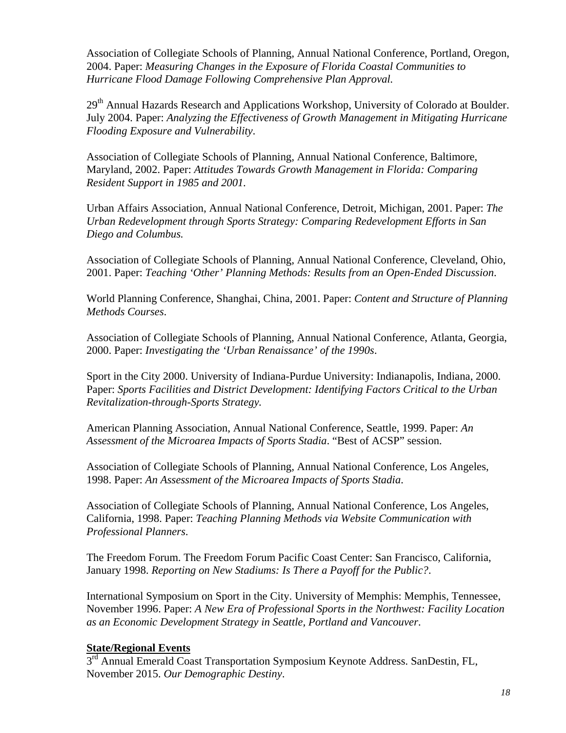Association of Collegiate Schools of Planning, Annual National Conference, Portland, Oregon, 2004. Paper: *Measuring Changes in the Exposure of Florida Coastal Communities to Hurricane Flood Damage Following Comprehensive Plan Approval.*

29th Annual Hazards Research and Applications Workshop, University of Colorado at Boulder. July 2004. Paper: *Analyzing the Effectiveness of Growth Management in Mitigating Hurricane Flooding Exposure and Vulnerability*.

Association of Collegiate Schools of Planning, Annual National Conference, Baltimore, Maryland, 2002. Paper: *Attitudes Towards Growth Management in Florida: Comparing Resident Support in 1985 and 2001*.

Urban Affairs Association, Annual National Conference, Detroit, Michigan, 2001. Paper: *The Urban Redevelopment through Sports Strategy: Comparing Redevelopment Efforts in San Diego and Columbus.*

Association of Collegiate Schools of Planning, Annual National Conference, Cleveland, Ohio, 2001. Paper: *Teaching 'Other' Planning Methods: Results from an Open-Ended Discussion*.

World Planning Conference, Shanghai, China, 2001. Paper: *Content and Structure of Planning Methods Courses*.

Association of Collegiate Schools of Planning, Annual National Conference, Atlanta, Georgia, 2000. Paper: *Investigating the 'Urban Renaissance' of the 1990s*.

Sport in the City 2000. University of Indiana-Purdue University: Indianapolis, Indiana, 2000. Paper: *Sports Facilities and District Development: Identifying Factors Critical to the Urban Revitalization-through-Sports Strategy.*

American Planning Association, Annual National Conference, Seattle, 1999. Paper: *An Assessment of the Microarea Impacts of Sports Stadia*. "Best of ACSP" session.

Association of Collegiate Schools of Planning, Annual National Conference, Los Angeles, 1998. Paper: *An Assessment of the Microarea Impacts of Sports Stadia*.

Association of Collegiate Schools of Planning, Annual National Conference, Los Angeles, California, 1998. Paper: *Teaching Planning Methods via Website Communication with Professional Planners*.

The Freedom Forum. The Freedom Forum Pacific Coast Center: San Francisco, California, January 1998. *Reporting on New Stadiums: Is There a Payoff for the Public?*.

International Symposium on Sport in the City. University of Memphis: Memphis, Tennessee, November 1996. Paper: *A New Era of Professional Sports in the Northwest: Facility Location as an Economic Development Strategy in Seattle, Portland and Vancouver.*

**State/Regional Events**

3rd Annual Emerald Coast Transportation Symposium Keynote Address. SanDestin, FL, November 2015. *Our Demographic Destiny*.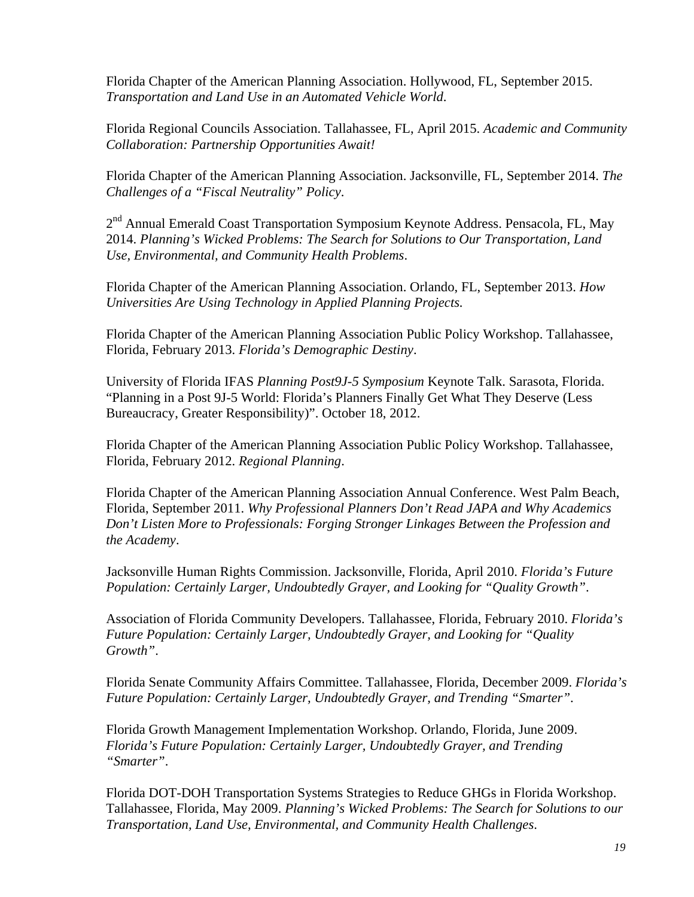Florida Chapter of the American Planning Association. Hollywood, FL, September 2015. *Transportation and Land Use in an Automated Vehicle World.*

Florida Regional Councils Association. Tallahassee, FL, April 2015. *Academic and Community Collaboration: Partnership Opportunities Await!*

Florida Chapter of the American Planning Association. Jacksonville, FL, September 2014. *The Challenges of a "Fiscal Neutrality" Policy*.

2nd Annual Emerald Coast Transportation Symposium Keynote Address. Pensacola, FL, May 2014. *Planning's Wicked Problems: The Search for Solutions to Our Transportation, Land Use, Environmental, and Community Health Problems*.

Florida Chapter of the American Planning Association. Orlando, FL, September 2013. *How Universities Are Using Technology in Applied Planning Projects.*

Florida Chapter of the American Planning Association Public Policy Workshop. Tallahassee, Florida, February 2013. *Florida's Demographic Destiny*.

University of Florida IFAS *Planning Post9J-5 Symposium* Keynote Talk. Sarasota, Florida. "Planning in a Post 9J-5 World: Florida's Planners Finally Get What They Deserve (Less Bureaucracy, Greater Responsibility)". October 18, 2012.

Florida Chapter of the American Planning Association Public Policy Workshop. Tallahassee, Florida, February 2012. *Regional Planning*.

Florida Chapter of the American Planning Association Annual Conference. West Palm Beach, Florida, September 2011. *Why Professional Planners Don't Read JAPA and Why Academics Don't Listen More to Professionals: Forging Stronger Linkages Between the Profession and the Academy*.

Jacksonville Human Rights Commission. Jacksonville, Florida, April 2010. *Florida's Future Population: Certainly Larger, Undoubtedly Grayer, and Looking for "Quality Growth"*.

Association of Florida Community Developers. Tallahassee, Florida, February 2010. *Florida's Future Population: Certainly Larger, Undoubtedly Grayer, and Looking for "Quality Growth"*.

Florida Senate Community Affairs Committee. Tallahassee, Florida, December 2009. *Florida's Future Population: Certainly Larger, Undoubtedly Grayer, and Trending "Smarter"*.

Florida Growth Management Implementation Workshop. Orlando, Florida, June 2009. *Florida's Future Population: Certainly Larger, Undoubtedly Grayer, and Trending "Smarter"*.

Florida DOT-DOH Transportation Systems Strategies to Reduce GHGs in Florida Workshop. Tallahassee, Florida, May 2009. *Planning's Wicked Problems: The Search for Solutions to our Transportation, Land Use, Environmental, and Community Health Challenges.*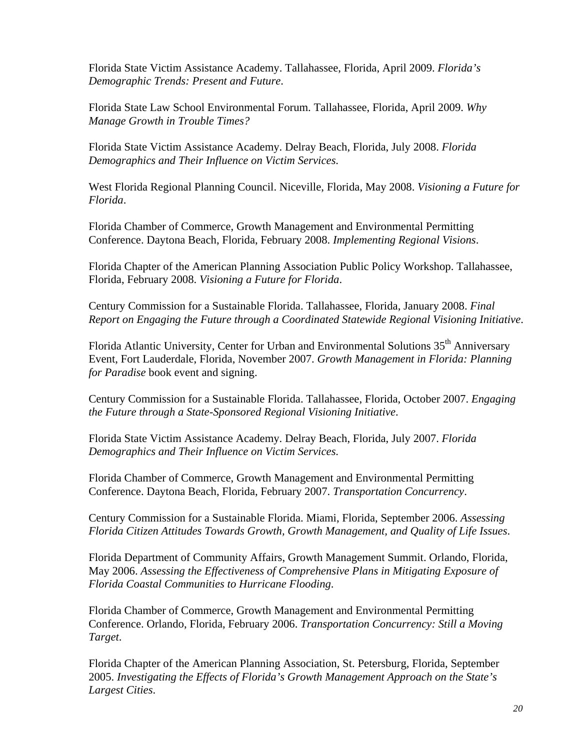Florida State Victim Assistance Academy. Tallahassee, Florida, April 2009. *Florida's Demographic Trends: Present and Future*.

Florida State Law School Environmental Forum. Tallahassee, Florida, April 2009. *Why Manage Growth in Trouble Times?*

Florida State Victim Assistance Academy. Delray Beach, Florida, July 2008. *Florida Demographics and Their Influence on Victim Services.*

West Florida Regional Planning Council. Niceville, Florida, May 2008. *Visioning a Future for Florida*.

Florida Chamber of Commerce, Growth Management and Environmental Permitting Conference. Daytona Beach, Florida, February 2008. *Implementing Regional Visions*.

Florida Chapter of the American Planning Association Public Policy Workshop. Tallahassee, Florida, February 2008. *Visioning a Future for Florida*.

Century Commission for a Sustainable Florida. Tallahassee, Florida, January 2008. *Final Report on Engaging the Future through a Coordinated Statewide Regional Visioning Initiative*.

Florida Atlantic University, Center for Urban and Environmental Solutions 35th Anniversary Event, Fort Lauderdale, Florida, November 2007. *Growth Management in Florida: Planning for Paradise* book event and signing.

Century Commission for a Sustainable Florida. Tallahassee, Florida, October 2007. *Engaging the Future through a State-Sponsored Regional Visioning Initiative*.

Florida State Victim Assistance Academy. Delray Beach, Florida, July 2007. *Florida Demographics and Their Influence on Victim Services.*

Florida Chamber of Commerce, Growth Management and Environmental Permitting Conference. Daytona Beach, Florida, February 2007. *Transportation Concurrency*.

Century Commission for a Sustainable Florida. Miami, Florida, September 2006. *Assessing Florida Citizen Attitudes Towards Growth, Growth Management, and Quality of Life Issues*.

Florida Department of Community Affairs, Growth Management Summit. Orlando, Florida, May 2006. *Assessing the Effectiveness of Comprehensive Plans in Mitigating Exposure of Florida Coastal Communities to Hurricane Flooding*.

Florida Chamber of Commerce, Growth Management and Environmental Permitting Conference. Orlando, Florida, February 2006. *Transportation Concurrency: Still a Moving Target*.

Florida Chapter of the American Planning Association, St. Petersburg, Florida, September 2005. *Investigating the Effects of Florida's Growth Management Approach on the State's Largest Cities*.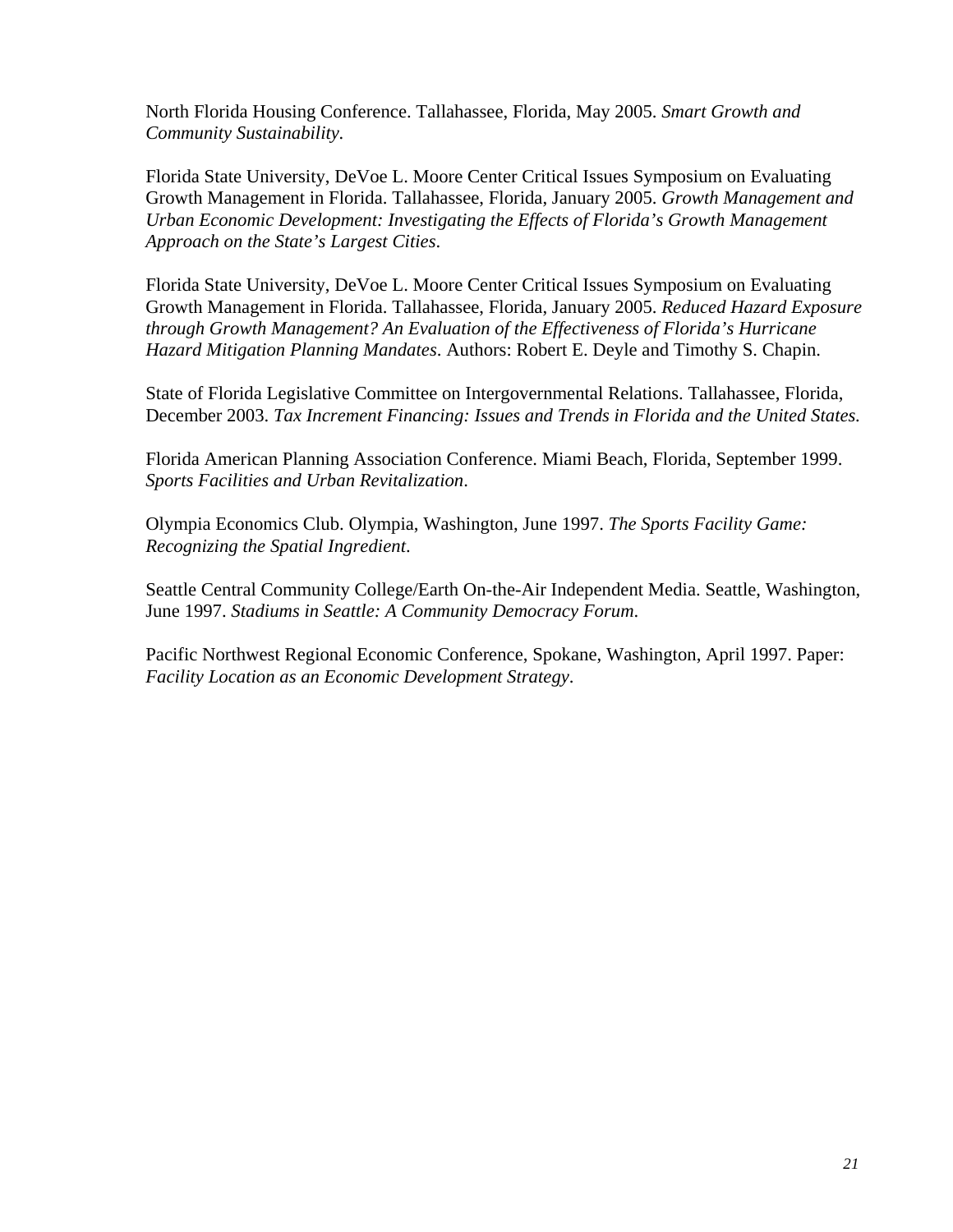North Florida Housing Conference. Tallahassee, Florida, May 2005. *Smart Growth and Community Sustainability*.

Florida State University, DeVoe L. Moore Center Critical Issues Symposium on Evaluating Growth Management in Florida. Tallahassee, Florida, January 2005. *Growth Management and Urban Economic Development: Investigating the Effects of Florida's Growth Management Approach on the State's Largest Cities*.

Florida State University, DeVoe L. Moore Center Critical Issues Symposium on Evaluating Growth Management in Florida. Tallahassee, Florida, January 2005. *Reduced Hazard Exposure through Growth Management? An Evaluation of the Effectiveness of Florida's Hurricane Hazard Mitigation Planning Mandates*. Authors: Robert E. Deyle and Timothy S. Chapin.

State of Florida Legislative Committee on Intergovernmental Relations. Tallahassee, Florida, December 2003. *Tax Increment Financing: Issues and Trends in Florida and the United States.*

Florida American Planning Association Conference. Miami Beach, Florida, September 1999. *Sports Facilities and Urban Revitalization*.

Olympia Economics Club. Olympia, Washington, June 1997. *The Sports Facility Game: Recognizing the Spatial Ingredient*.

Seattle Central Community College/Earth On-the-Air Independent Media. Seattle, Washington, June 1997. *Stadiums in Seattle: A Community Democracy Forum*.

Pacific Northwest Regional Economic Conference, Spokane, Washington, April 1997. Paper: *Facility Location as an Economic Development Strategy*.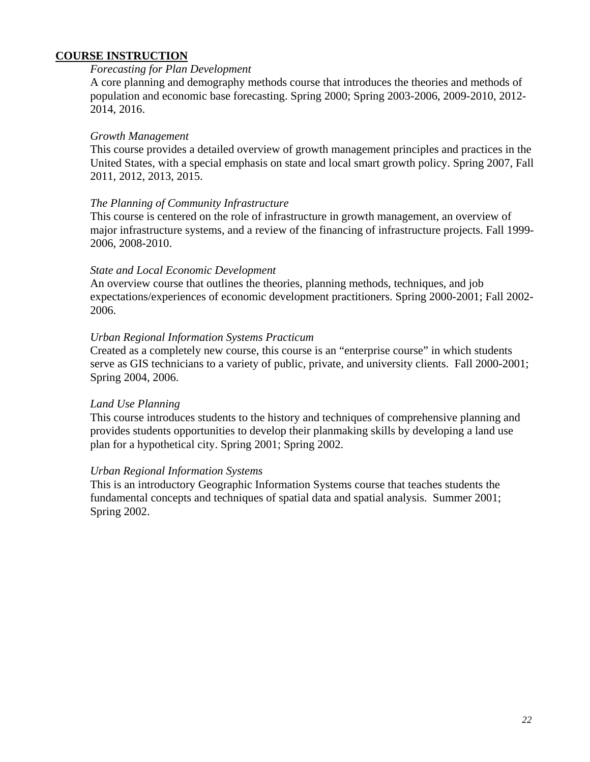## COURSE INSTRUCTION

*Forecasting for Plan Development*

A core planning and demography methods course that introduces the theories and methods of population and economic base forecasting. Spring 2000; Spring 2003-2006, 2009-2010, 2012-2014, 2016.

*Growth Management*

This course provides a detailed overview of growth management principles and practices in the United States, with a special emphasis on state and local smart growth policy. Spring 2007, Fall 2011, 2012, 2013, 2015.

*The Planning of Community Infrastructure*

This course is centered on the role of infrastructure in growth management, an overview of major infrastructure systems, and a review of the financing of infrastructure projects. Fall 1999-2006, 2008-2010.

*State and Local Economic Development*

An overview course that outlines the theories, planning methods, techniques, and job expectations/experiences of economic development practitioners. Spring 2000-2001; Fall 2002-2006.

*Urban Regional Information Systems Practicum*

Created as a completely new course, this course is an "enterprise course" in which students serve as GIS technicians to a variety of public, private, and university clients. Fall 2000-2001; Spring 2004, 2006.

*Land Use Planning*

This course introduces students to the history and techniques of comprehensive planning and provides students opportunities to develop their planmaking skills by developing a land use plan for a hypothetical city. Spring 2001; Spring 2002.

*Urban Regional Information Systems*

This is an introductory Geographic Information Systems course that teaches students the fundamental concepts and techniques of spatial data and spatial analysis. Summer 2001; Spring 2002.